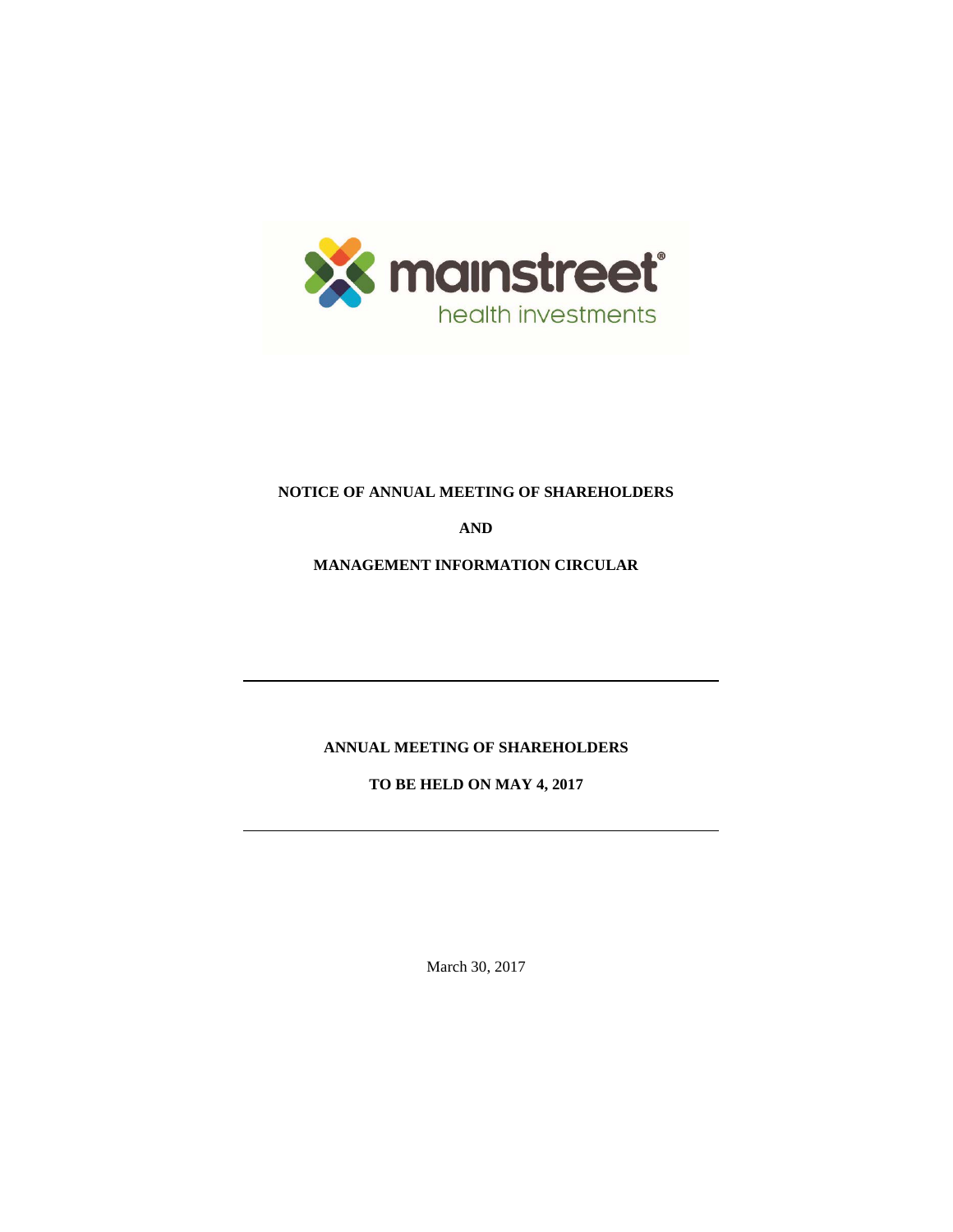mainstreet®
health investments

**NOTICE OF ANNUAL MEETING OF SHAREHOLDERS**

**AND**

**MANAGEMENT INFORMATION CIRCULAR**

---

**ANNUAL MEETING OF SHAREHOLDERS**

**TO BE HELD ON MAY 4, 2017**

---

March 30, 2017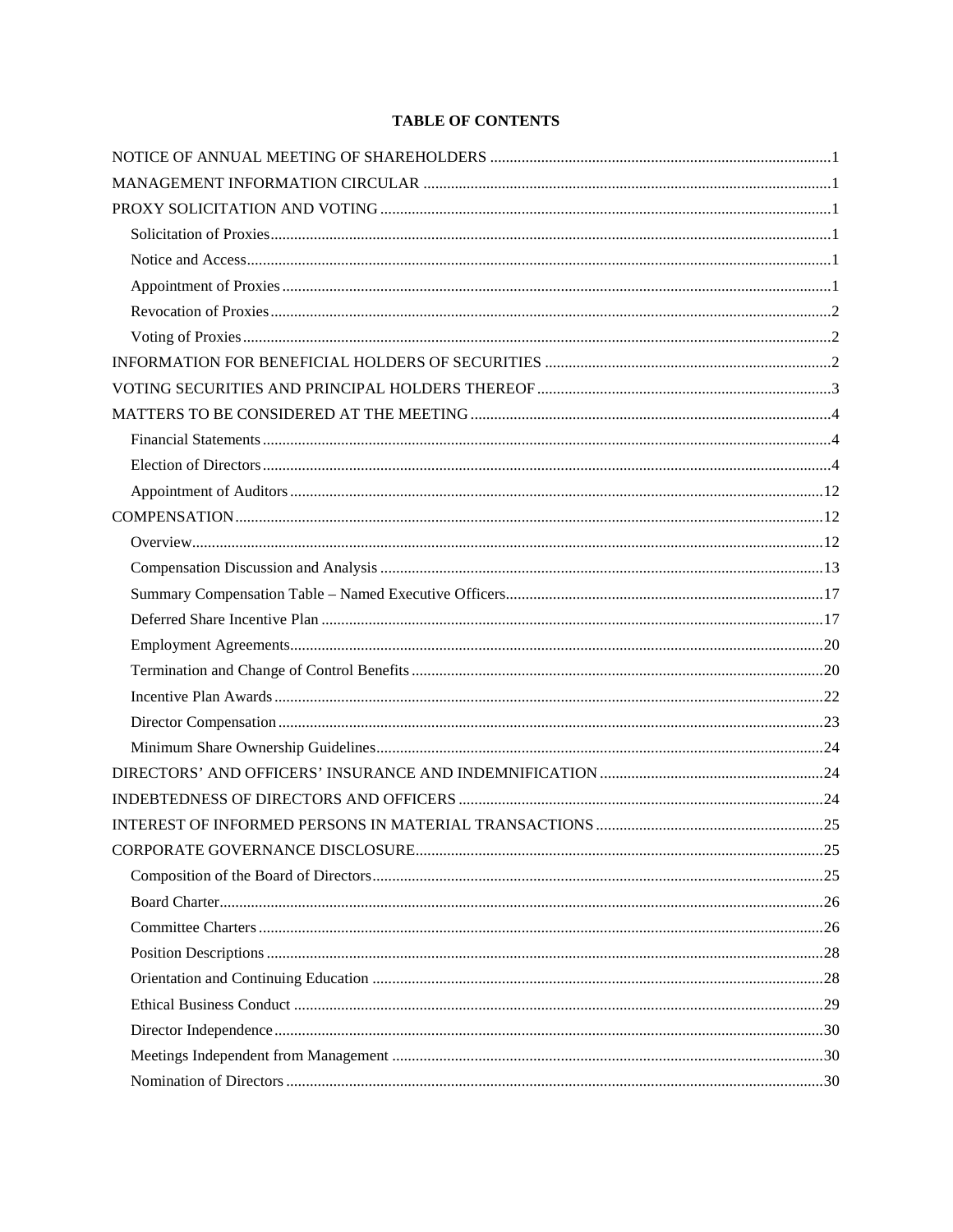## TABLE OF CONTENTS

| | |
|---|---|
| NOTICE OF ANNUAL MEETING OF SHAREHOLDERS | 1 |
| MANAGEMENT INFORMATION CIRCULAR | 1 |
| PROXY SOLICITATION AND VOTING | 1 |
| Solicitation of Proxies | 1 |
| Notice and Access | 1 |
| Appointment of Proxies | 1 |
| Revocation of Proxies | 2 |
| Voting of Proxies | 2 |
| INFORMATION FOR BENEFICIAL HOLDERS OF SECURITIES | 2 |
| VOTING SECURITIES AND PRINCIPAL HOLDERS THEREOF | 3 |
| MATTERS TO BE CONSIDERED AT THE MEETING | 4 |
| Financial Statements | 4 |
| Election of Directors | 4 |
| Appointment of Auditors | 12 |
| COMPENSATION | 12 |
| Overview | 12 |
| Compensation Discussion and Analysis | 13 |
| Summary Compensation Table – Named Executive Officers | 17 |
| Deferred Share Incentive Plan | 17 |
| Employment Agreements | 20 |
| Termination and Change of Control Benefits | 20 |
| Incentive Plan Awards | 22 |
| Director Compensation | 23 |
| Minimum Share Ownership Guidelines | 24 |
| DIRECTORS' AND OFFICERS' INSURANCE AND INDEMNIFICATION | 24 |
| INDEBTEDNESS OF DIRECTORS AND OFFICERS | 24 |
| INTEREST OF INFORMED PERSONS IN MATERIAL TRANSACTIONS | 25 |
| CORPORATE GOVERNANCE DISCLOSURE | 25 |
| Composition of the Board of Directors | 25 |
| Board Charter | 26 |
| Committee Charters | 26 |
| Position Descriptions | 28 |
| Orientation and Continuing Education | 28 |
| Ethical Business Conduct | 29 |
| Director Independence | 30 |
| Meetings Independent from Management | 30 |
| Nomination of Directors | 30 |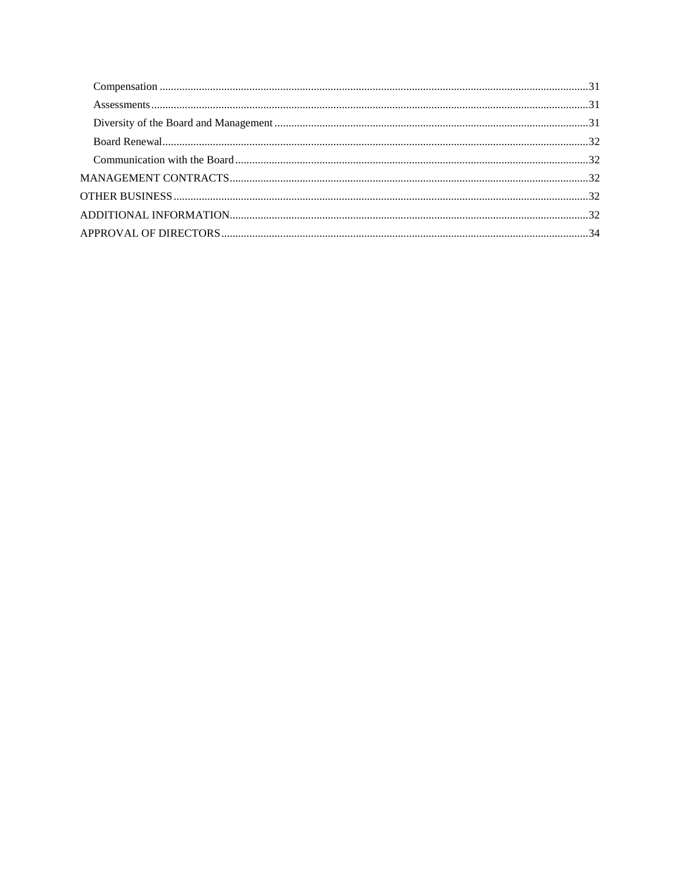Compensation ........................................................................................................................................31
Assessments...........................................................................................................................................31
Diversity of the Board and Management ..............................................................................................31
Board Renewal.......................................................................................................................................32
Communication with the Board ............................................................................................................32

MANAGEMENT CONTRACTS...............................................................................................................32

OTHER BUSINESS...................................................................................................................................32

ADDITIONAL INFORMATION..............................................................................................................32

APPROVAL OF DIRECTORS..................................................................................................................34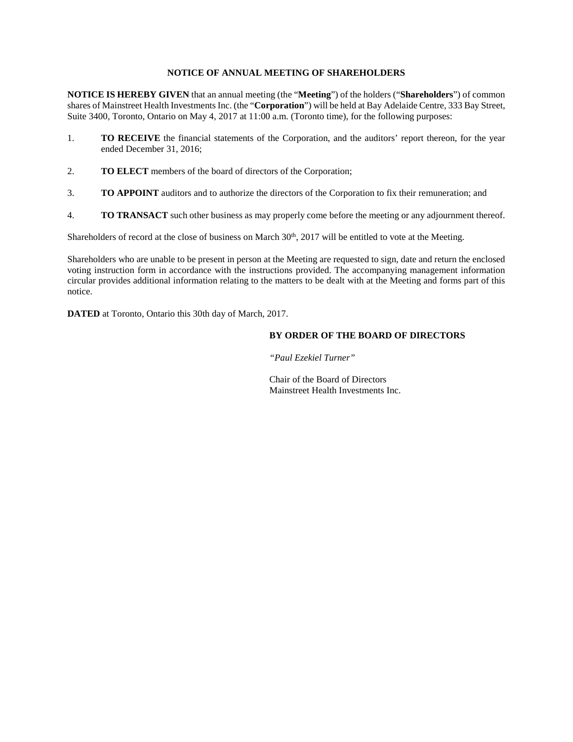# NOTICE OF ANNUAL MEETING OF SHAREHOLDERS

**NOTICE IS HEREBY GIVEN** that an annual meeting (the "**Meeting**") of the holders ("**Shareholders**") of common shares of Mainstreet Health Investments Inc. (the "**Corporation**") will be held at Bay Adelaide Centre, 333 Bay Street, Suite 3400, Toronto, Ontario on May 4, 2017 at 11:00 a.m. (Toronto time), for the following purposes:

1. **TO RECEIVE** the financial statements of the Corporation, and the auditors' report thereon, for the year ended December 31, 2016;

2. **TO ELECT** members of the board of directors of the Corporation;

3. **TO APPOINT** auditors and to authorize the directors of the Corporation to fix their remuneration; and

4. **TO TRANSACT** such other business as may properly come before the meeting or any adjournment thereof.

Shareholders of record at the close of business on March 30th, 2017 will be entitled to vote at the Meeting.

Shareholders who are unable to be present in person at the Meeting are requested to sign, date and return the enclosed voting instruction form in accordance with the instructions provided. The accompanying management information circular provides additional information relating to the matters to be dealt with at the Meeting and forms part of this notice.

**DATED** at Toronto, Ontario this 30th day of March, 2017.

**BY ORDER OF THE BOARD OF DIRECTORS**

*"Paul Ezekiel Turner"*

Chair of the Board of Directors
Mainstreet Health Investments Inc.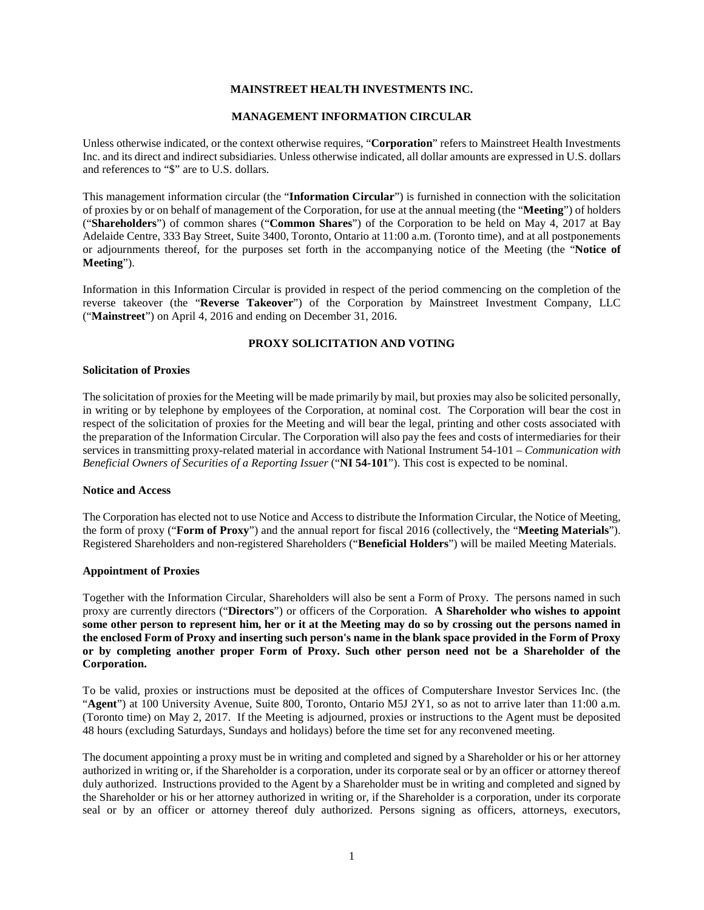**MAINSTREET HEALTH INVESTMENTS INC.**

**MANAGEMENT INFORMATION CIRCULAR**

Unless otherwise indicated, or the context otherwise requires, "**Corporation**" refers to Mainstreet Health Investments Inc. and its direct and indirect subsidiaries. Unless otherwise indicated, all dollar amounts are expressed in U.S. dollars and references to "$" are to U.S. dollars.

This management information circular (the "**Information Circular**") is furnished in connection with the solicitation of proxies by or on behalf of management of the Corporation, for use at the annual meeting (the "**Meeting**") of holders ("**Shareholders**") of common shares ("**Common Shares**") of the Corporation to be held on May 4, 2017 at Bay Adelaide Centre, 333 Bay Street, Suite 3400, Toronto, Ontario at 11:00 a.m. (Toronto time), and at all postponements or adjournments thereof, for the purposes set forth in the accompanying notice of the Meeting (the "**Notice of Meeting**").

Information in this Information Circular is provided in respect of the period commencing on the completion of the reverse takeover (the "**Reverse Takeover**") of the Corporation by Mainstreet Investment Company, LLC ("**Mainstreet**") on April 4, 2016 and ending on December 31, 2016.

**PROXY SOLICITATION AND VOTING**

**Solicitation of Proxies**

The solicitation of proxies for the Meeting will be made primarily by mail, but proxies may also be solicited personally, in writing or by telephone by employees of the Corporation, at nominal cost. The Corporation will bear the cost in respect of the solicitation of proxies for the Meeting and will bear the legal, printing and other costs associated with the preparation of the Information Circular. The Corporation will also pay the fees and costs of intermediaries for their services in transmitting proxy-related material in accordance with National Instrument 54-101 – *Communication with Beneficial Owners of Securities of a Reporting Issuer* ("**NI 54-101**"). This cost is expected to be nominal.

**Notice and Access**

The Corporation has elected not to use Notice and Access to distribute the Information Circular, the Notice of Meeting, the form of proxy ("**Form of Proxy**") and the annual report for fiscal 2016 (collectively, the "**Meeting Materials**"). Registered Shareholders and non-registered Shareholders ("**Beneficial Holders**") will be mailed Meeting Materials.

**Appointment of Proxies**

Together with the Information Circular, Shareholders will also be sent a Form of Proxy. The persons named in such proxy are currently directors ("**Directors**") or officers of the Corporation. **A Shareholder who wishes to appoint some other person to represent him, her or it at the Meeting may do so by crossing out the persons named in the enclosed Form of Proxy and inserting such person's name in the blank space provided in the Form of Proxy or by completing another proper Form of Proxy. Such other person need not be a Shareholder of the Corporation.**

To be valid, proxies or instructions must be deposited at the offices of Computershare Investor Services Inc. (the "**Agent**") at 100 University Avenue, Suite 800, Toronto, Ontario M5J 2Y1, so as not to arrive later than 11:00 a.m. (Toronto time) on May 2, 2017. If the Meeting is adjourned, proxies or instructions to the Agent must be deposited 48 hours (excluding Saturdays, Sundays and holidays) before the time set for any reconvened meeting.

The document appointing a proxy must be in writing and completed and signed by a Shareholder or his or her attorney authorized in writing or, if the Shareholder is a corporation, under its corporate seal or by an officer or attorney thereof duly authorized. Instructions provided to the Agent by a Shareholder must be in writing and completed and signed by the Shareholder or his or her attorney authorized in writing or, if the Shareholder is a corporation, under its corporate seal or by an officer or attorney thereof duly authorized. Persons signing as officers, attorneys, executors,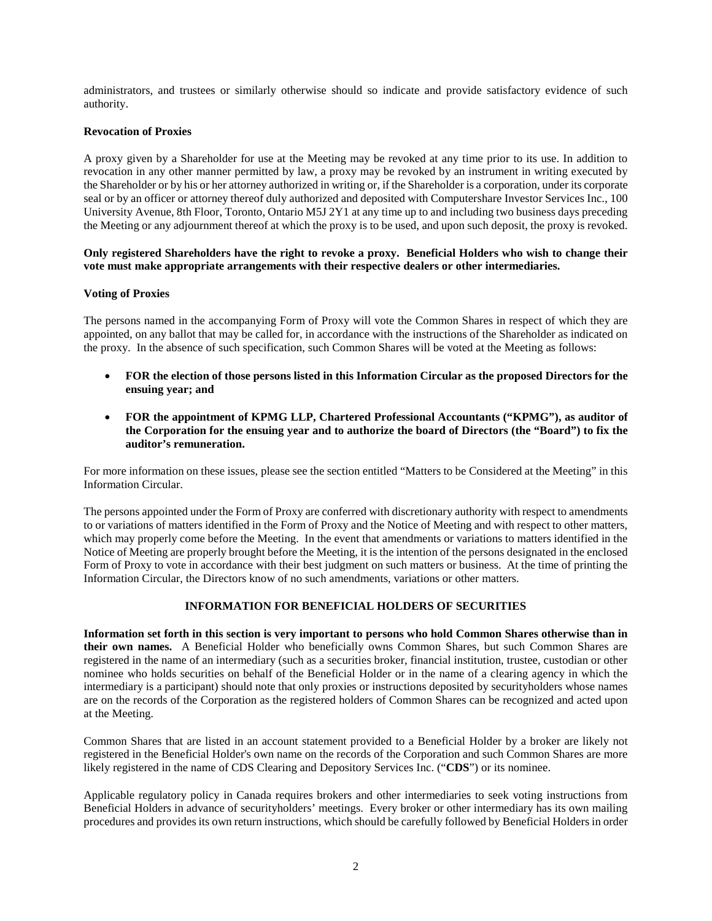administrators, and trustees or similarly otherwise should so indicate and provide satisfactory evidence of such authority.

**Revocation of Proxies**

A proxy given by a Shareholder for use at the Meeting may be revoked at any time prior to its use. In addition to revocation in any other manner permitted by law, a proxy may be revoked by an instrument in writing executed by the Shareholder or by his or her attorney authorized in writing or, if the Shareholder is a corporation, under its corporate seal or by an officer or attorney thereof duly authorized and deposited with Computershare Investor Services Inc., 100 University Avenue, 8th Floor, Toronto, Ontario M5J 2Y1 at any time up to and including two business days preceding the Meeting or any adjournment thereof at which the proxy is to be used, and upon such deposit, the proxy is revoked.

**Only registered Shareholders have the right to revoke a proxy. Beneficial Holders who wish to change their vote must make appropriate arrangements with their respective dealers or other intermediaries.**

**Voting of Proxies**

The persons named in the accompanying Form of Proxy will vote the Common Shares in respect of which they are appointed, on any ballot that may be called for, in accordance with the instructions of the Shareholder as indicated on the proxy. In the absence of such specification, such Common Shares will be voted at the Meeting as follows:

- **FOR the election of those persons listed in this Information Circular as the proposed Directors for the ensuing year; and**
- **FOR the appointment of KPMG LLP, Chartered Professional Accountants ("KPMG"), as auditor of the Corporation for the ensuing year and to authorize the board of Directors (the "Board") to fix the auditor's remuneration.**

For more information on these issues, please see the section entitled "Matters to be Considered at the Meeting" in this Information Circular.

The persons appointed under the Form of Proxy are conferred with discretionary authority with respect to amendments to or variations of matters identified in the Form of Proxy and the Notice of Meeting and with respect to other matters, which may properly come before the Meeting. In the event that amendments or variations to matters identified in the Notice of Meeting are properly brought before the Meeting, it is the intention of the persons designated in the enclosed Form of Proxy to vote in accordance with their best judgment on such matters or business. At the time of printing the Information Circular, the Directors know of no such amendments, variations or other matters.

## INFORMATION FOR BENEFICIAL HOLDERS OF SECURITIES

**Information set forth in this section is very important to persons who hold Common Shares otherwise than in their own names.** A Beneficial Holder who beneficially owns Common Shares, but such Common Shares are registered in the name of an intermediary (such as a securities broker, financial institution, trustee, custodian or other nominee who holds securities on behalf of the Beneficial Holder or in the name of a clearing agency in which the intermediary is a participant) should note that only proxies or instructions deposited by securityholders whose names are on the records of the Corporation as the registered holders of Common Shares can be recognized and acted upon at the Meeting.

Common Shares that are listed in an account statement provided to a Beneficial Holder by a broker are likely not registered in the Beneficial Holder's own name on the records of the Corporation and such Common Shares are more likely registered in the name of CDS Clearing and Depository Services Inc. ("**CDS**") or its nominee.

Applicable regulatory policy in Canada requires brokers and other intermediaries to seek voting instructions from Beneficial Holders in advance of securityholders' meetings. Every broker or other intermediary has its own mailing procedures and provides its own return instructions, which should be carefully followed by Beneficial Holders in order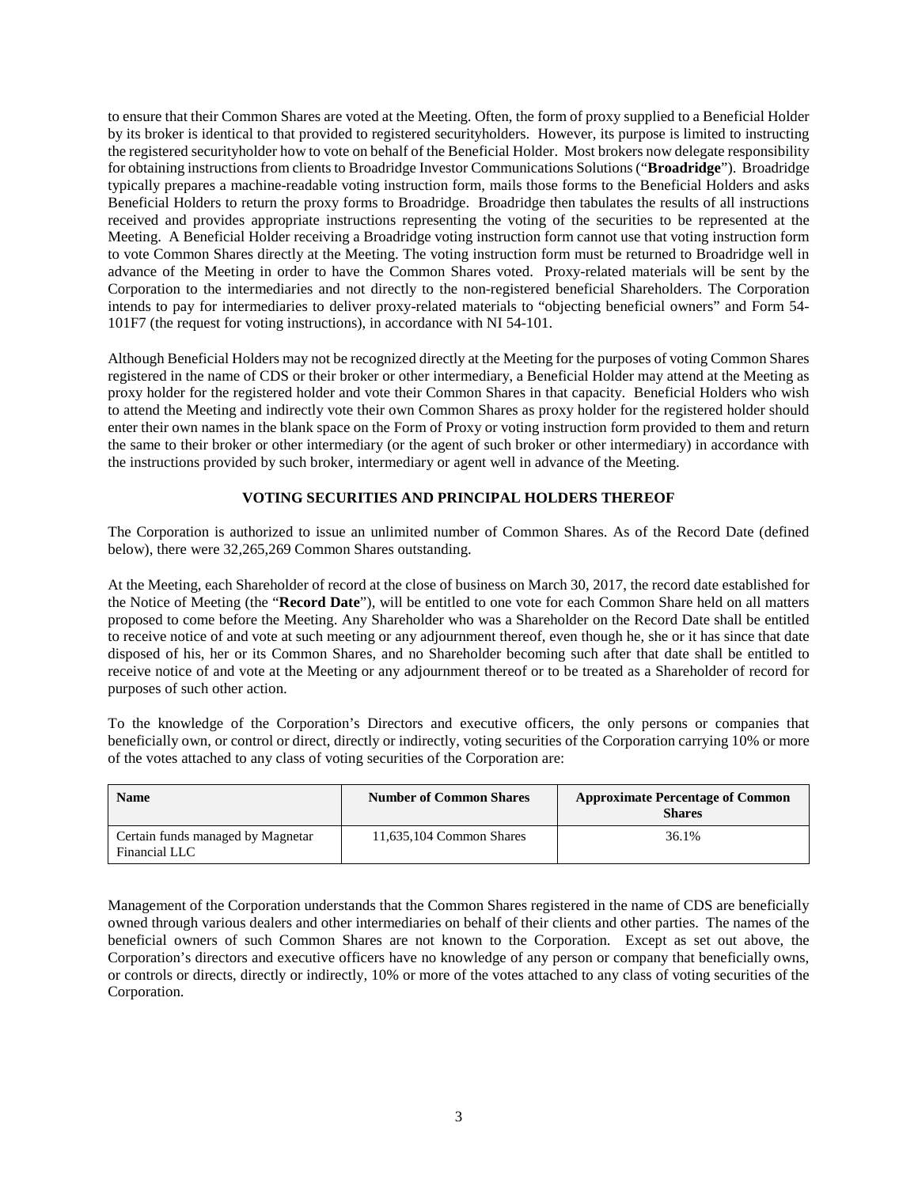to ensure that their Common Shares are voted at the Meeting. Often, the form of proxy supplied to a Beneficial Holder by its broker is identical to that provided to registered securityholders. However, its purpose is limited to instructing the registered securityholder how to vote on behalf of the Beneficial Holder. Most brokers now delegate responsibility for obtaining instructions from clients to Broadridge Investor Communications Solutions ("**Broadridge**"). Broadridge typically prepares a machine-readable voting instruction form, mails those forms to the Beneficial Holders and asks Beneficial Holders to return the proxy forms to Broadridge. Broadridge then tabulates the results of all instructions received and provides appropriate instructions representing the voting of the securities to be represented at the Meeting. A Beneficial Holder receiving a Broadridge voting instruction form cannot use that voting instruction form to vote Common Shares directly at the Meeting. The voting instruction form must be returned to Broadridge well in advance of the Meeting in order to have the Common Shares voted. Proxy-related materials will be sent by the Corporation to the intermediaries and not directly to the non-registered beneficial Shareholders. The Corporation intends to pay for intermediaries to deliver proxy-related materials to "objecting beneficial owners" and Form 54-101F7 (the request for voting instructions), in accordance with NI 54-101.

Although Beneficial Holders may not be recognized directly at the Meeting for the purposes of voting Common Shares registered in the name of CDS or their broker or other intermediary, a Beneficial Holder may attend at the Meeting as proxy holder for the registered holder and vote their Common Shares in that capacity. Beneficial Holders who wish to attend the Meeting and indirectly vote their own Common Shares as proxy holder for the registered holder should enter their own names in the blank space on the Form of Proxy or voting instruction form provided to them and return the same to their broker or other intermediary (or the agent of such broker or other intermediary) in accordance with the instructions provided by such broker, intermediary or agent well in advance of the Meeting.

## VOTING SECURITIES AND PRINCIPAL HOLDERS THEREOF

The Corporation is authorized to issue an unlimited number of Common Shares. As of the Record Date (defined below), there were 32,265,269 Common Shares outstanding.

At the Meeting, each Shareholder of record at the close of business on March 30, 2017, the record date established for the Notice of Meeting (the "**Record Date**"), will be entitled to one vote for each Common Share held on all matters proposed to come before the Meeting. Any Shareholder who was a Shareholder on the Record Date shall be entitled to receive notice of and vote at such meeting or any adjournment thereof, even though he, she or it has since that date disposed of his, her or its Common Shares, and no Shareholder becoming such after that date shall be entitled to receive notice of and vote at the Meeting or any adjournment thereof or to be treated as a Shareholder of record for purposes of such other action.

To the knowledge of the Corporation's Directors and executive officers, the only persons or companies that beneficially own, or control or direct, directly or indirectly, voting securities of the Corporation carrying 10% or more of the votes attached to any class of voting securities of the Corporation are:

| Name | Number of Common Shares | Approximate Percentage of Common Shares |
|---|---|---|
| Certain funds managed by Magnetar Financial LLC | 11,635,104 Common Shares | 36.1% |

Management of the Corporation understands that the Common Shares registered in the name of CDS are beneficially owned through various dealers and other intermediaries on behalf of their clients and other parties. The names of the beneficial owners of such Common Shares are not known to the Corporation. Except as set out above, the Corporation's directors and executive officers have no knowledge of any person or company that beneficially owns, or controls or directs, directly or indirectly, 10% or more of the votes attached to any class of voting securities of the Corporation.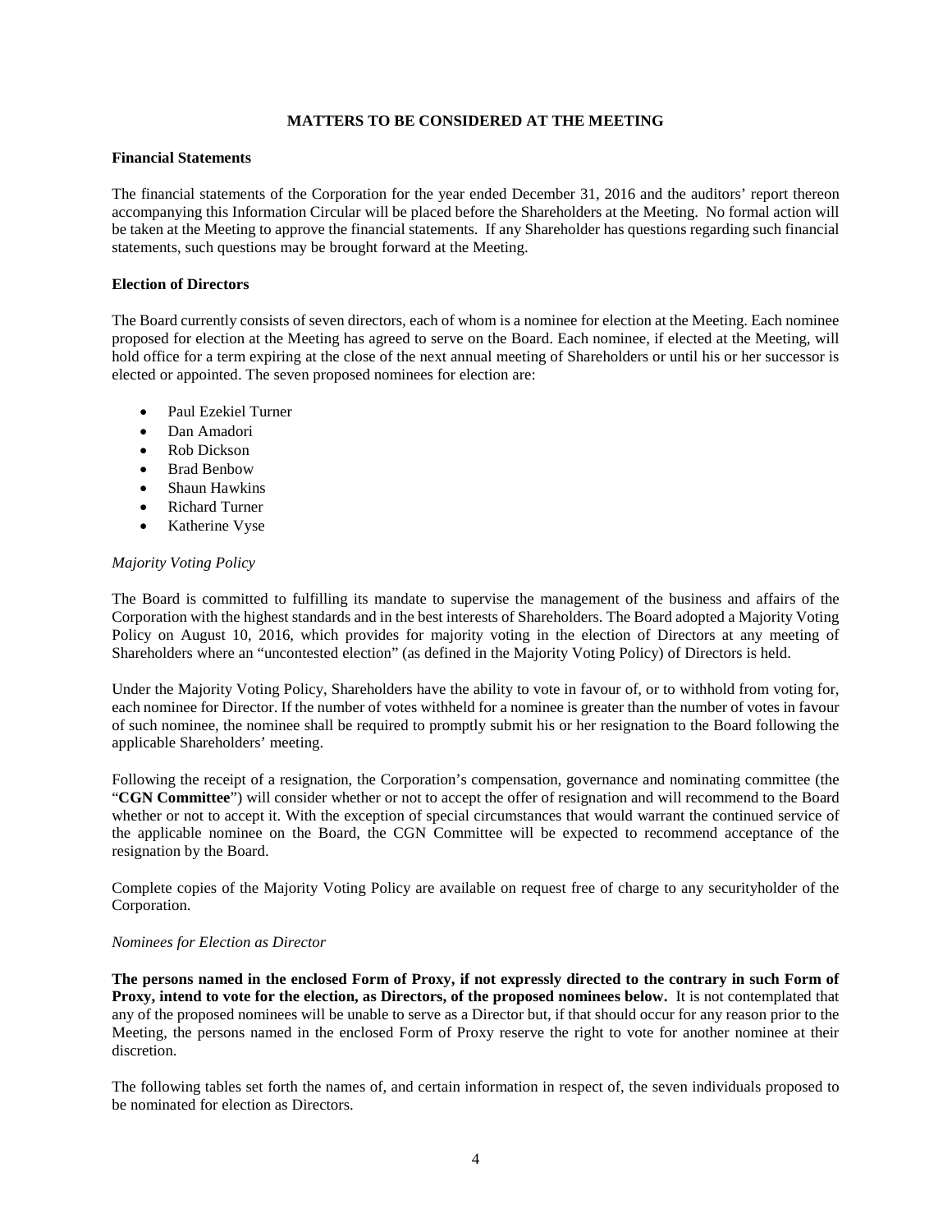## MATTERS TO BE CONSIDERED AT THE MEETING

### Financial Statements

The financial statements of the Corporation for the year ended December 31, 2016 and the auditors' report thereon accompanying this Information Circular will be placed before the Shareholders at the Meeting. No formal action will be taken at the Meeting to approve the financial statements. If any Shareholder has questions regarding such financial statements, such questions may be brought forward at the Meeting.

### Election of Directors

The Board currently consists of seven directors, each of whom is a nominee for election at the Meeting. Each nominee proposed for election at the Meeting has agreed to serve on the Board. Each nominee, if elected at the Meeting, will hold office for a term expiring at the close of the next annual meeting of Shareholders or until his or her successor is elected or appointed. The seven proposed nominees for election are:

- Paul Ezekiel Turner
- Dan Amadori
- Rob Dickson
- Brad Benbow
- Shaun Hawkins
- Richard Turner
- Katherine Vyse

*Majority Voting Policy*

The Board is committed to fulfilling its mandate to supervise the management of the business and affairs of the Corporation with the highest standards and in the best interests of Shareholders. The Board adopted a Majority Voting Policy on August 10, 2016, which provides for majority voting in the election of Directors at any meeting of Shareholders where an "uncontested election" (as defined in the Majority Voting Policy) of Directors is held.

Under the Majority Voting Policy, Shareholders have the ability to vote in favour of, or to withhold from voting for, each nominee for Director. If the number of votes withheld for a nominee is greater than the number of votes in favour of such nominee, the nominee shall be required to promptly submit his or her resignation to the Board following the applicable Shareholders' meeting.

Following the receipt of a resignation, the Corporation's compensation, governance and nominating committee (the "**CGN Committee**") will consider whether or not to accept the offer of resignation and will recommend to the Board whether or not to accept it. With the exception of special circumstances that would warrant the continued service of the applicable nominee on the Board, the CGN Committee will be expected to recommend acceptance of the resignation by the Board.

Complete copies of the Majority Voting Policy are available on request free of charge to any securityholder of the Corporation.

*Nominees for Election as Director*

**The persons named in the enclosed Form of Proxy, if not expressly directed to the contrary in such Form of Proxy, intend to vote for the election, as Directors, of the proposed nominees below.** It is not contemplated that any of the proposed nominees will be unable to serve as a Director but, if that should occur for any reason prior to the Meeting, the persons named in the enclosed Form of Proxy reserve the right to vote for another nominee at their discretion.

The following tables set forth the names of, and certain information in respect of, the seven individuals proposed to be nominated for election as Directors.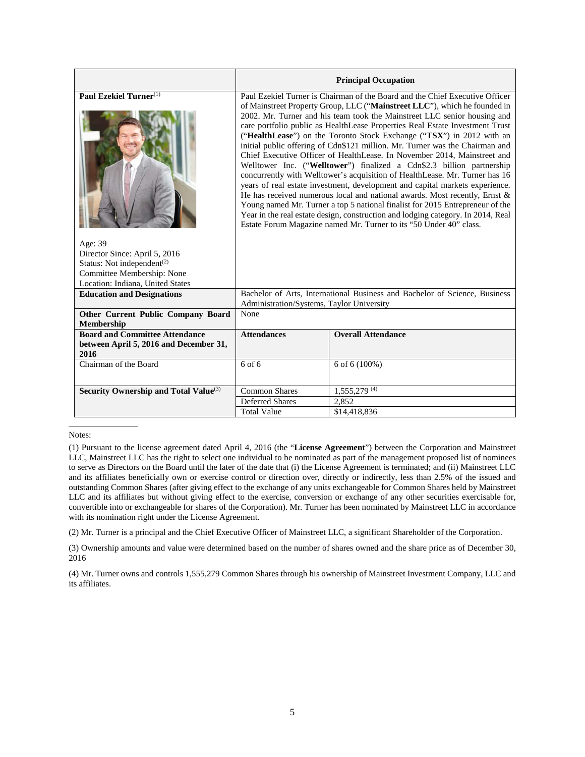| | Principal Occupation | |
|---|---|---|
| **Paul Ezekiel Turner**[1]<br><br>Age: 39<br>Director Since: April 5, 2016<br>Status: Not independent[2]<br>Committee Membership: None<br>Location: Indiana, United States | Paul Ezekiel Turner is Chairman of the Board and the Chief Executive Officer of Mainstreet Property Group, LLC ("**Mainstreet LLC**"), which he founded in 2002. Mr. Turner and his team took the Mainstreet LLC senior housing and care portfolio public as HealthLease Properties Real Estate Investment Trust ("**HealthLease**") on the Toronto Stock Exchange ("**TSX**") in 2012 with an initial public offering of Cdn$121 million. Mr. Turner was the Chairman and Chief Executive Officer of HealthLease. In November 2014, Mainstreet and Welltower Inc. ("**Welltower**") finalized a Cdn$2.3 billion partnership concurrently with Welltower's acquisition of HealthLease. Mr. Turner has 16 years of real estate investment, development and capital markets experience. He has received numerous local and national awards. Most recently, Ernst & Young named Mr. Turner a top 5 national finalist for 2015 Entrepreneur of the Year in the real estate design, construction and lodging category. In 2014, Real Estate Forum Magazine named Mr. Turner to its "50 Under 40" class. | |
| **Education and Designations** | Bachelor of Arts, International Business and Bachelor of Science, Business Administration/Systems, Taylor University | |
| **Other Current Public Company Board Membership** | None | |
| **Board and Committee Attendance between April 5, 2016 and December 31, 2016** | **Attendances** | **Overall Attendance** |
| Chairman of the Board | 6 of 6 | 6 of 6 (100%) |
| **Security Ownership and Total Value**[3] | Common Shares | 1,555,279 [4] |
| | Deferred Shares | 2,852 |
| | Total Value | $14,418,836 |

Notes:

(1) Pursuant to the license agreement dated April 4, 2016 (the "**License Agreement**") between the Corporation and Mainstreet LLC, Mainstreet LLC has the right to select one individual to be nominated as part of the management proposed list of nominees to serve as Directors on the Board until the later of the date that (i) the License Agreement is terminated; and (ii) Mainstreet LLC and its affiliates beneficially own or exercise control or direction over, directly or indirectly, less than 2.5% of the issued and outstanding Common Shares (after giving effect to the exchange of any units exchangeable for Common Shares held by Mainstreet LLC and its affiliates but without giving effect to the exercise, conversion or exchange of any other securities exercisable for, convertible into or exchangeable for shares of the Corporation). Mr. Turner has been nominated by Mainstreet LLC in accordance with its nomination right under the License Agreement.

(2) Mr. Turner is a principal and the Chief Executive Officer of Mainstreet LLC, a significant Shareholder of the Corporation.

(3) Ownership amounts and value were determined based on the number of shares owned and the share price as of December 30, 2016

(4) Mr. Turner owns and controls 1,555,279 Common Shares through his ownership of Mainstreet Investment Company, LLC and its affiliates.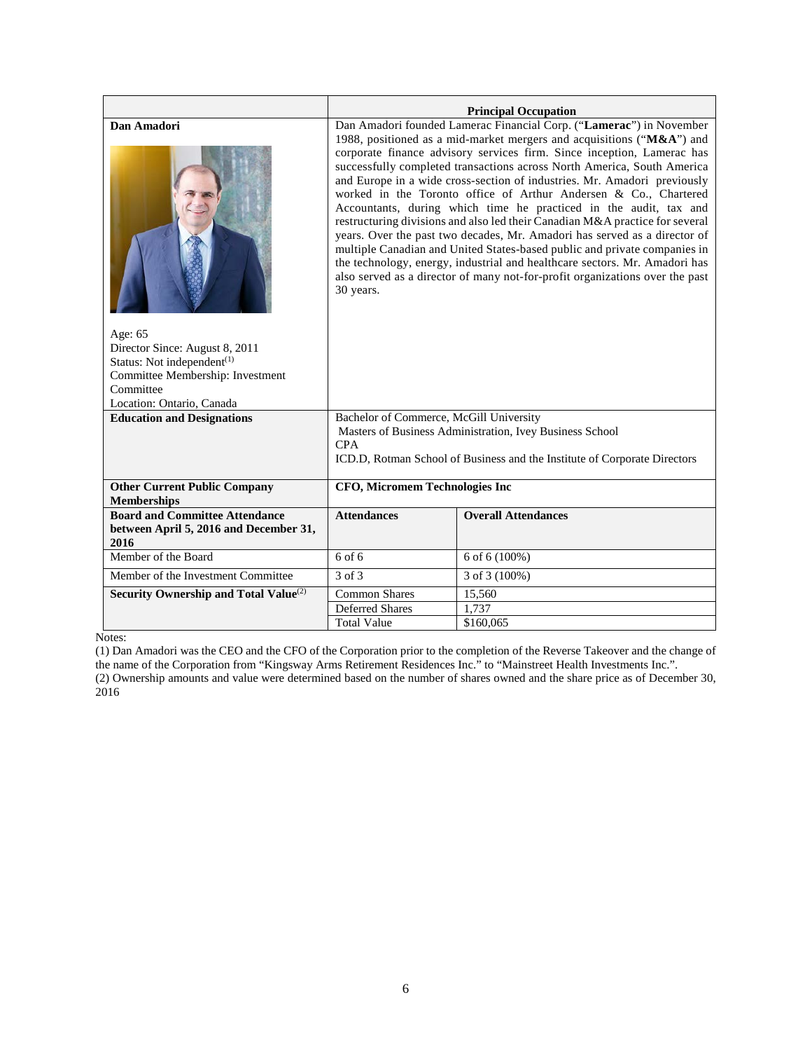| | Principal Occupation | |
|---|---|---|
| **Dan Amadori**<br><br>Age: 65<br>Director Since: August 8, 2011<br>Status: Not independent[(1)]<br>Committee Membership: Investment Committee<br>Location: Ontario, Canada | Dan Amadori founded Lamerac Financial Corp. ("**Lamerac**") in November 1988, positioned as a mid-market mergers and acquisitions ("**M&A**") and corporate finance advisory services firm. Since inception, Lamerac has successfully completed transactions across North America, South America and Europe in a wide cross-section of industries. Mr. Amadori previously worked in the Toronto office of Arthur Andersen & Co., Chartered Accountants, during which time he practiced in the audit, tax and restructuring divisions and also led their Canadian M&A practice for several years. Over the past two decades, Mr. Amadori has served as a director of multiple Canadian and United States-based public and private companies in the technology, energy, industrial and healthcare sectors. Mr. Amadori has also served as a director of many not-for-profit organizations over the past 30 years. | |
| **Education and Designations** | Bachelor of Commerce, McGill University<br>Masters of Business Administration, Ivey Business School<br>CPA<br>ICD.D, Rotman School of Business and the Institute of Corporate Directors | |
| **Other Current Public Company Memberships** | **CFO, Micromem Technologies Inc** | |
| **Board and Committee Attendance between April 5, 2016 and December 31, 2016** | **Attendances** | **Overall Attendances** |
| Member of the Board | 6 of 6 | 6 of 6 (100%) |
| Member of the Investment Committee | 3 of 3 | 3 of 3 (100%) |
| **Security Ownership and Total Value**[(2)] | Common Shares | 15,560 |
| | Deferred Shares | 1,737 |
| | Total Value | $160,065 |

Notes:

(1) Dan Amadori was the CEO and the CFO of the Corporation prior to the completion of the Reverse Takeover and the change of the name of the Corporation from "Kingsway Arms Retirement Residences Inc." to "Mainstreet Health Investments Inc.".

(2) Ownership amounts and value were determined based on the number of shares owned and the share price as of December 30, 2016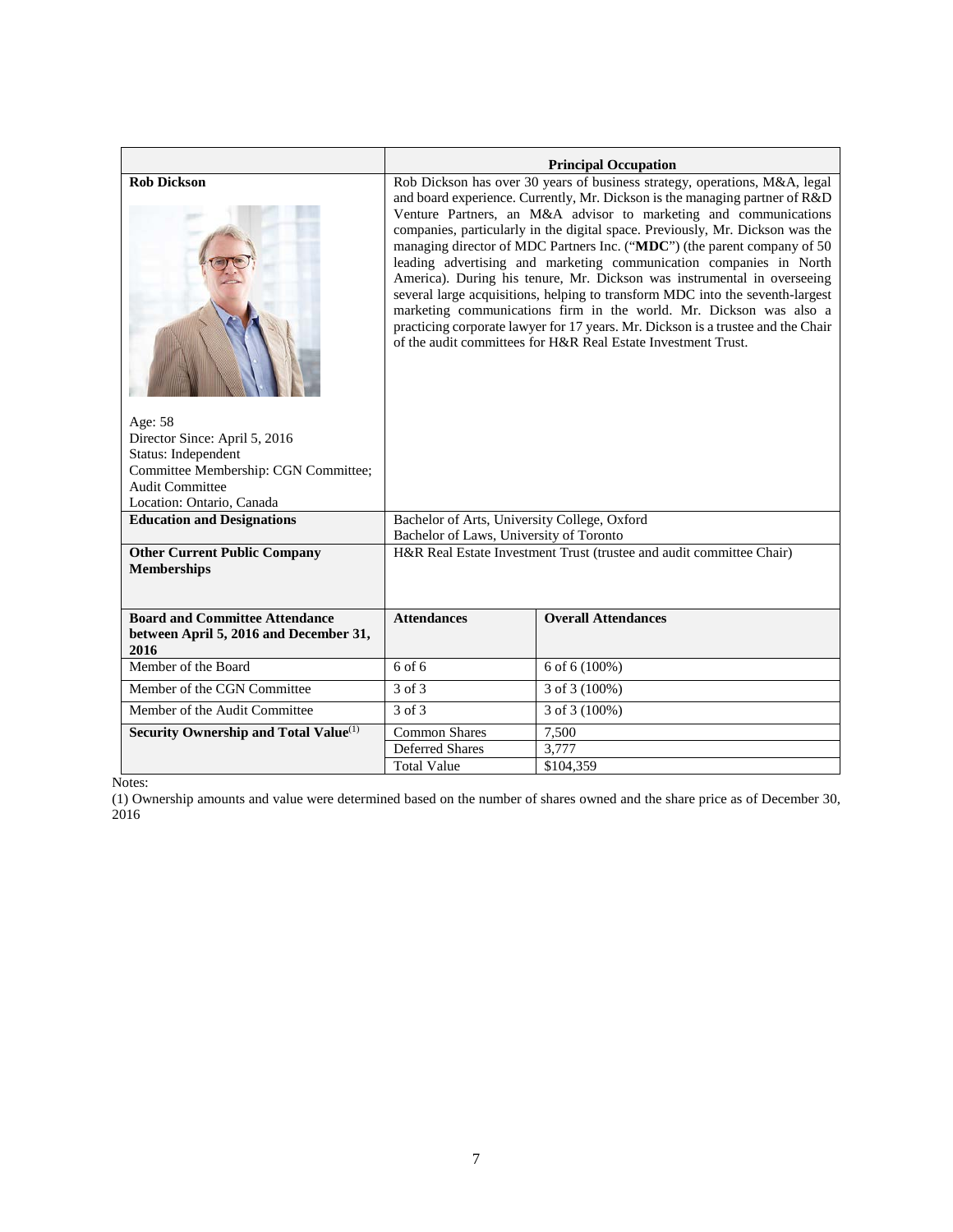| | Principal Occupation | |
|---|---|---|
| **Rob Dickson**<br><br>Age: 58<br>Director Since: April 5, 2016<br>Status: Independent<br>Committee Membership: CGN Committee; Audit Committee<br>Location: Ontario, Canada | Rob Dickson has over 30 years of business strategy, operations, M&A, legal and board experience. Currently, Mr. Dickson is the managing partner of R&D Venture Partners, an M&A advisor to marketing and communications companies, particularly in the digital space. Previously, Mr. Dickson was the managing director of MDC Partners Inc. ("**MDC**") (the parent company of 50 leading advertising and marketing communication companies in North America). During his tenure, Mr. Dickson was instrumental in overseeing several large acquisitions, helping to transform MDC into the seventh-largest marketing communications firm in the world. Mr. Dickson was also a practicing corporate lawyer for 17 years. Mr. Dickson is a trustee and the Chair of the audit committees for H&R Real Estate Investment Trust. | |
| **Education and Designations** | Bachelor of Arts, University College, Oxford<br>Bachelor of Laws, University of Toronto | |
| **Other Current Public Company Memberships** | H&R Real Estate Investment Trust (trustee and audit committee Chair) | |
| **Board and Committee Attendance between April 5, 2016 and December 31, 2016** | **Attendances** | **Overall Attendances** |
| Member of the Board | 6 of 6 | 6 of 6 (100%) |
| Member of the CGN Committee | 3 of 3 | 3 of 3 (100%) |
| Member of the Audit Committee | 3 of 3 | 3 of 3 (100%) |
| **Security Ownership and Total Value**[(1)] | Common Shares | 7,500 |
| | Deferred Shares | 3,777 |
| | Total Value | $104,359 |

Notes:

(1) Ownership amounts and value were determined based on the number of shares owned and the share price as of December 30, 2016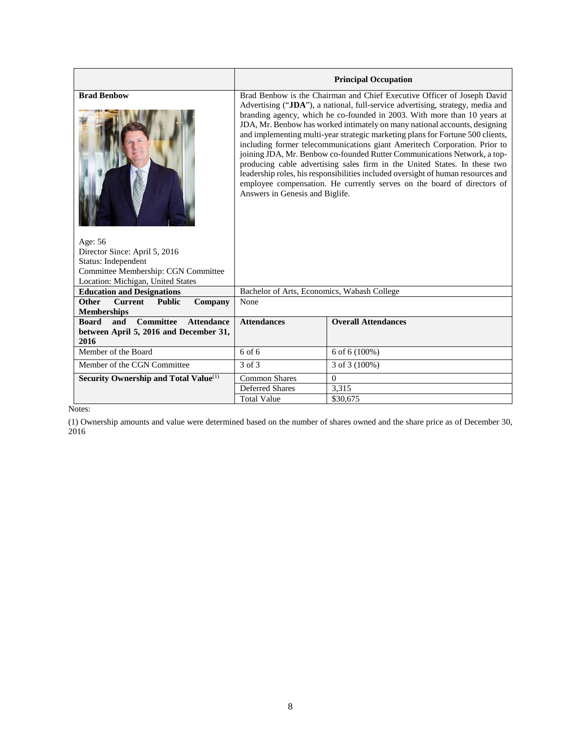| | **Principal Occupation** | |
|---|---|---|
| **Brad Benbow**<br><br>Age: 56<br>Director Since: April 5, 2016<br>Status: Independent<br>Committee Membership: CGN Committee<br>Location: Michigan, United States | Brad Benbow is the Chairman and Chief Executive Officer of Joseph David Advertising ("**JDA**"), a national, full-service advertising, strategy, media and branding agency, which he co-founded in 2003. With more than 10 years at JDA, Mr. Benbow has worked intimately on many national accounts, designing and implementing multi-year strategic marketing plans for Fortune 500 clients, including former telecommunications giant Ameritech Corporation. Prior to joining JDA, Mr. Benbow co-founded Rutter Communications Network, a top-producing cable advertising sales firm in the United States. In these two leadership roles, his responsibilities included oversight of human resources and employee compensation. He currently serves on the board of directors of Answers in Genesis and Biglife. | |
| **Education and Designations** | Bachelor of Arts, Economics, Wabash College | |
| **Other Current Public Company Memberships** | None | |
| **Board and Committee Attendance between April 5, 2016 and December 31, 2016** | **Attendances** | **Overall Attendances** |
| Member of the Board | 6 of 6 | 6 of 6 (100%) |
| Member of the CGN Committee | 3 of 3 | 3 of 3 (100%) |
| **Security Ownership and Total Value**[(1)] | Common Shares | 0 |
| | Deferred Shares | 3,315 |
| | Total Value | $30,675 |

Notes:

(1) Ownership amounts and value were determined based on the number of shares owned and the share price as of December 30, 2016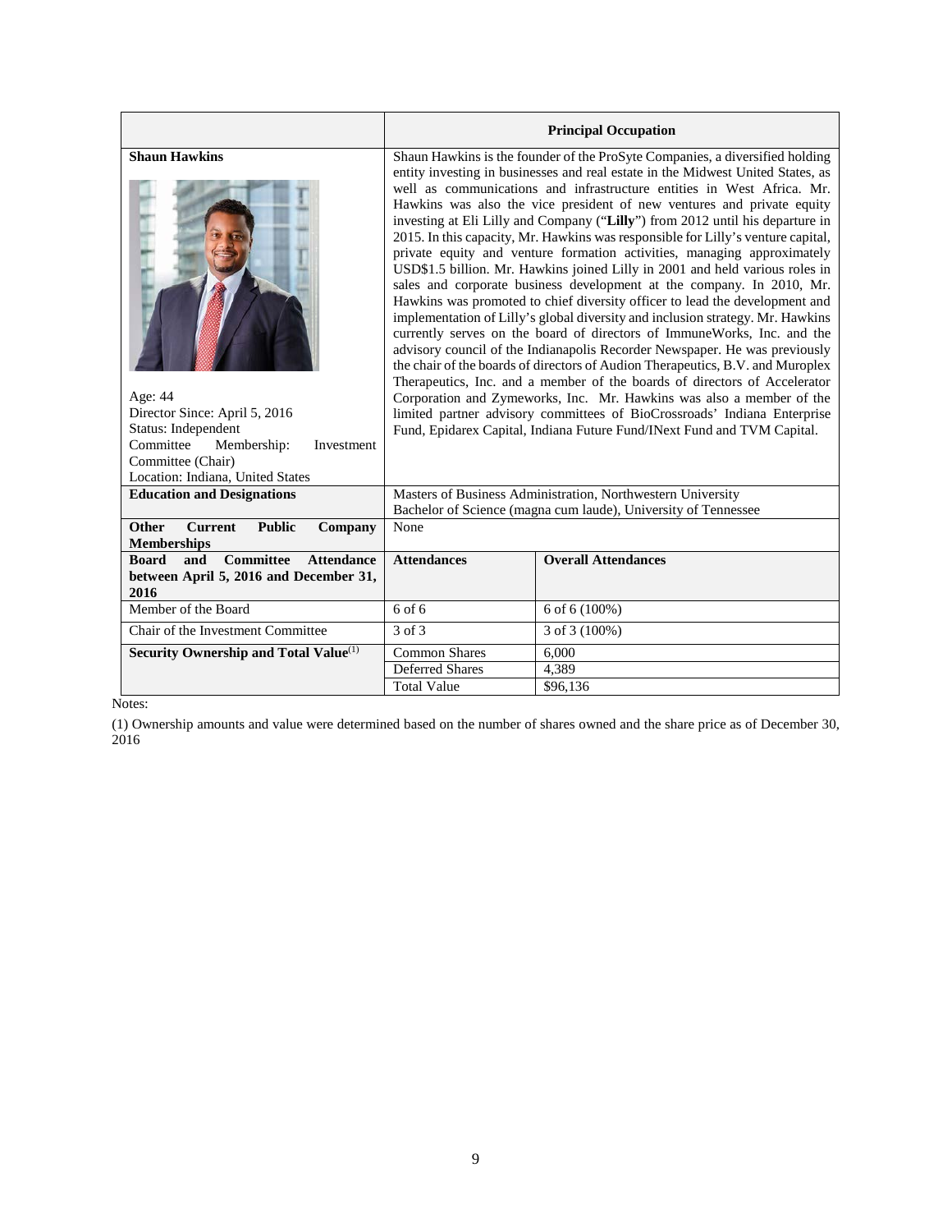| | **Principal Occupation** | |
|---|---|---|
| **Shaun Hawkins**<br><br>Age: 44<br>Director Since: April 5, 2016<br>Status: Independent<br>Committee Membership: Investment Committee (Chair)<br>Location: Indiana, United States | Shaun Hawkins is the founder of the ProSyte Companies, a diversified holding entity investing in businesses and real estate in the Midwest United States, as well as communications and infrastructure entities in West Africa. Mr. Hawkins was also the vice president of new ventures and private equity investing at Eli Lilly and Company ("**Lilly**") from 2012 until his departure in 2015. In this capacity, Mr. Hawkins was responsible for Lilly's venture capital, private equity and venture formation activities, managing approximately USD$1.5 billion. Mr. Hawkins joined Lilly in 2001 and held various roles in sales and corporate business development at the company. In 2010, Mr. Hawkins was promoted to chief diversity officer to lead the development and implementation of Lilly's global diversity and inclusion strategy. Mr. Hawkins currently serves on the board of directors of ImmuneWorks, Inc. and the advisory council of the Indianapolis Recorder Newspaper. He was previously the chair of the boards of directors of Audion Therapeutics, B.V. and Muroplex Therapeutics, Inc. and a member of the boards of directors of Accelerator Corporation and Zymeworks, Inc. Mr. Hawkins was also a member of the limited partner advisory committees of BioCrossroads' Indiana Enterprise Fund, Epidarex Capital, Indiana Future Fund/INext Fund and TVM Capital. | |
| **Education and Designations** | Masters of Business Administration, Northwestern University<br>Bachelor of Science (magna cum laude), University of Tennessee | |
| **Other Current Public Company Memberships** | None | |
| **Board and Committee Attendance between April 5, 2016 and December 31, 2016** | **Attendances** | **Overall Attendances** |
| Member of the Board | 6 of 6 | 6 of 6 (100%) |
| Chair of the Investment Committee | 3 of 3 | 3 of 3 (100%) |
| **Security Ownership and Total Value**(1) | Common Shares | 6,000 |
| | Deferred Shares | 4,389 |
| | Total Value | $96,136 |

Notes:

(1) Ownership amounts and value were determined based on the number of shares owned and the share price as of December 30, 2016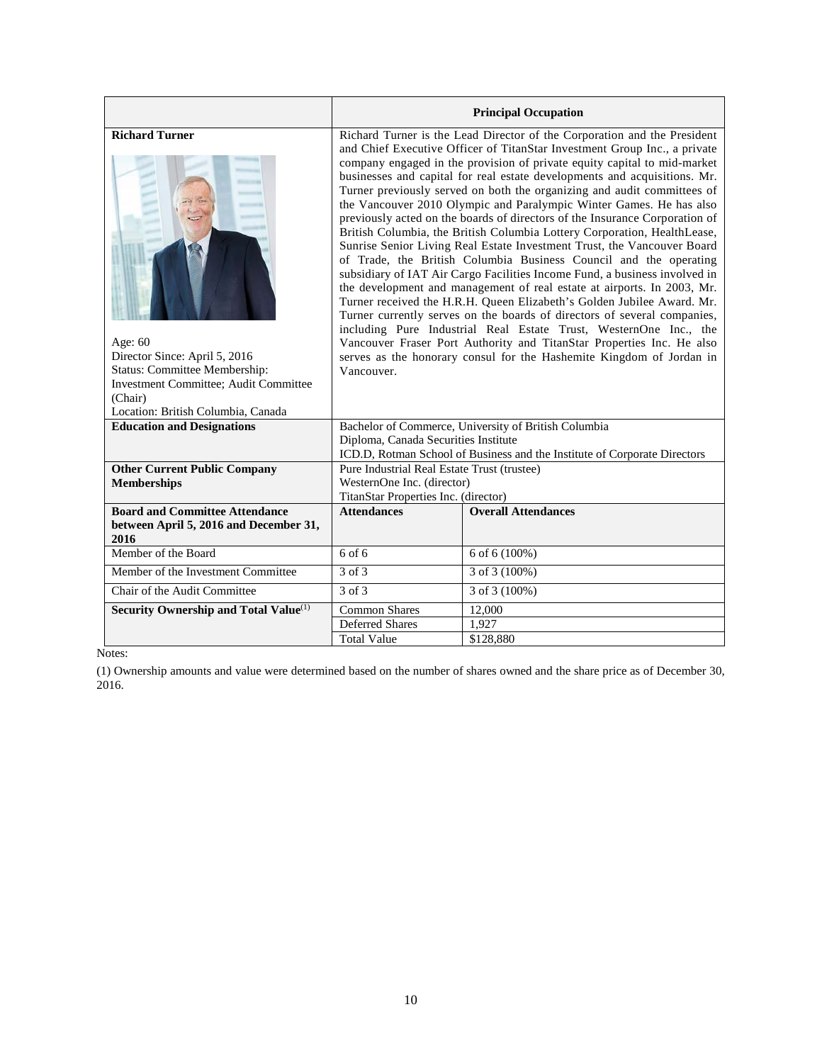| | Principal Occupation | |
|---|---|---|
| **Richard Turner**<br><br>Age: 60<br>Director Since: April 5, 2016<br>Status: Committee Membership: Investment Committee; Audit Committee (Chair)<br>Location: British Columbia, Canada | Richard Turner is the Lead Director of the Corporation and the President and Chief Executive Officer of TitanStar Investment Group Inc., a private company engaged in the provision of private equity capital to mid-market businesses and capital for real estate developments and acquisitions. Mr. Turner previously served on both the organizing and audit committees of the Vancouver 2010 Olympic and Paralympic Winter Games. He has also previously acted on the boards of directors of the Insurance Corporation of British Columbia, the British Columbia Lottery Corporation, HealthLease, Sunrise Senior Living Real Estate Investment Trust, the Vancouver Board of Trade, the British Columbia Business Council and the operating subsidiary of IAT Air Cargo Facilities Income Fund, a business involved in the development and management of real estate at airports. In 2003, Mr. Turner received the H.R.H. Queen Elizabeth's Golden Jubilee Award. Mr. Turner currently serves on the boards of directors of several companies, including Pure Industrial Real Estate Trust, WesternOne Inc., the Vancouver Fraser Port Authority and TitanStar Properties Inc. He also serves as the honorary consul for the Hashemite Kingdom of Jordan in Vancouver. | |
| **Education and Designations** | Bachelor of Commerce, University of British Columbia<br>Diploma, Canada Securities Institute<br>ICD.D, Rotman School of Business and the Institute of Corporate Directors | |
| **Other Current Public Company Memberships** | Pure Industrial Real Estate Trust (trustee)<br>WesternOne Inc. (director)<br>TitanStar Properties Inc. (director) | |
| **Board and Committee Attendance between April 5, 2016 and December 31, 2016** | **Attendances** | **Overall Attendances** |
| Member of the Board | 6 of 6 | 6 of 6 (100%) |
| Member of the Investment Committee | 3 of 3 | 3 of 3 (100%) |
| Chair of the Audit Committee | 3 of 3 | 3 of 3 (100%) |
| **Security Ownership and Total Value**[1] | Common Shares | 12,000 |
| | Deferred Shares | 1,927 |
| | Total Value | $128,880 |

Notes:

(1) Ownership amounts and value were determined based on the number of shares owned and the share price as of December 30, 2016.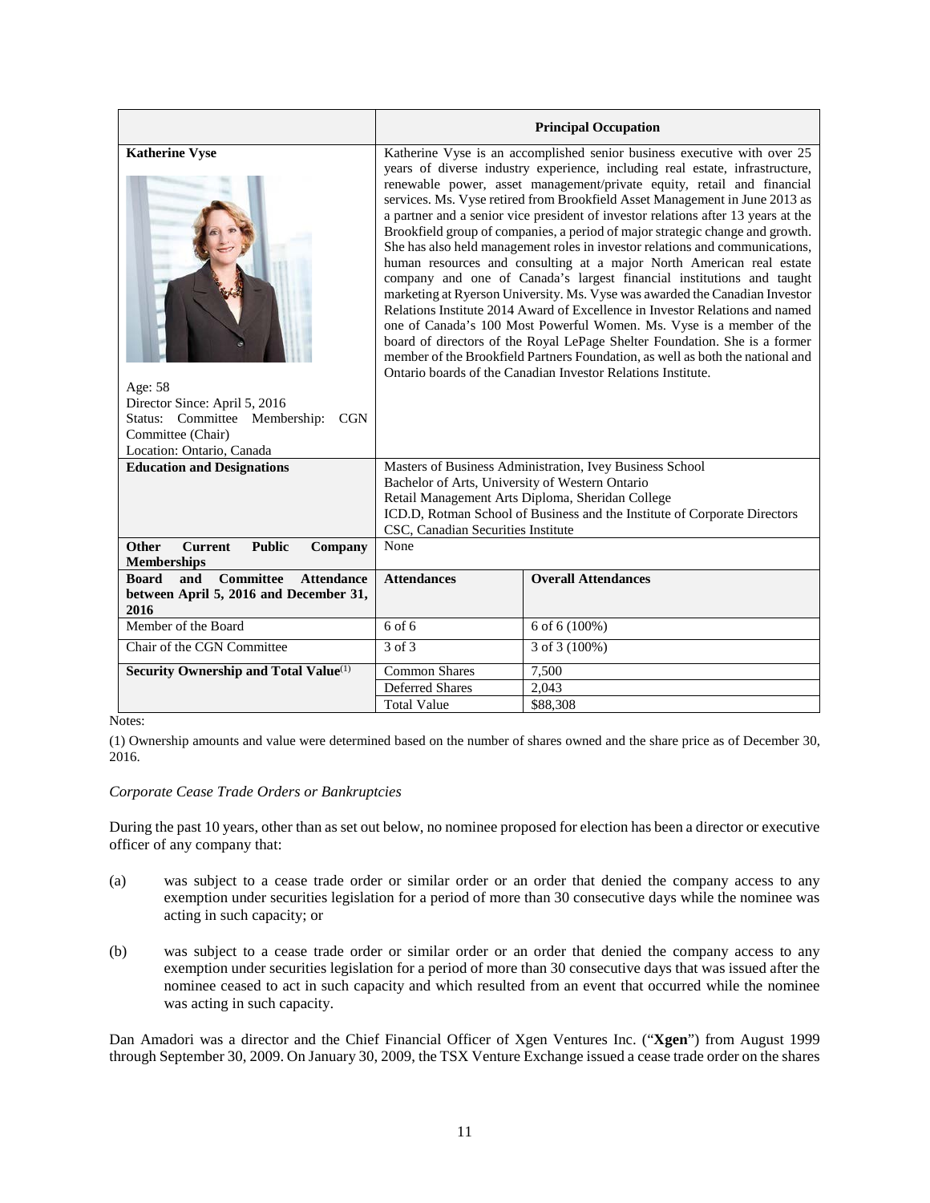| | **Principal Occupation** | |
|---|---|---|
| **Katherine Vyse**<br><br>Age: 58<br>Director Since: April 5, 2016<br>Status: Committee Membership: CGN Committee (Chair)<br>Location: Ontario, Canada | Katherine Vyse is an accomplished senior business executive with over 25 years of diverse industry experience, including real estate, infrastructure, renewable power, asset management/private equity, retail and financial services. Ms. Vyse retired from Brookfield Asset Management in June 2013 as a partner and a senior vice president of investor relations after 13 years at the Brookfield group of companies, a period of major strategic change and growth. She has also held management roles in investor relations and communications, human resources and consulting at a major North American real estate company and one of Canada's largest financial institutions and taught marketing at Ryerson University. Ms. Vyse was awarded the Canadian Investor Relations Institute 2014 Award of Excellence in Investor Relations and named one of Canada's 100 Most Powerful Women. Ms. Vyse is a member of the board of directors of the Royal LePage Shelter Foundation. She is a former member of the Brookfield Partners Foundation, as well as both the national and Ontario boards of the Canadian Investor Relations Institute. | |
| **Education and Designations** | Masters of Business Administration, Ivey Business School<br>Bachelor of Arts, University of Western Ontario<br>Retail Management Arts Diploma, Sheridan College<br>ICD.D, Rotman School of Business and the Institute of Corporate Directors<br>CSC, Canadian Securities Institute | |
| **Other Current Public Company Memberships** | None | |
| **Board and Committee Attendance between April 5, 2016 and December 31, 2016** | **Attendances** | **Overall Attendances** |
| Member of the Board | 6 of 6 | 6 of 6 (100%) |
| Chair of the CGN Committee | 3 of 3 | 3 of 3 (100%) |
| **Security Ownership and Total Value**[(1)] | Common Shares | 7,500 |
| | Deferred Shares | 2,043 |
| | Total Value | $88,308 |

Notes:

(1) Ownership amounts and value were determined based on the number of shares owned and the share price as of December 30, 2016.

*Corporate Cease Trade Orders or Bankruptcies*

During the past 10 years, other than as set out below, no nominee proposed for election has been a director or executive officer of any company that:

(a) was subject to a cease trade order or similar order or an order that denied the company access to any exemption under securities legislation for a period of more than 30 consecutive days while the nominee was acting in such capacity; or

(b) was subject to a cease trade order or similar order or an order that denied the company access to any exemption under securities legislation for a period of more than 30 consecutive days that was issued after the nominee ceased to act in such capacity and which resulted from an event that occurred while the nominee was acting in such capacity.

Dan Amadori was a director and the Chief Financial Officer of Xgen Ventures Inc. ("**Xgen**") from August 1999 through September 30, 2009. On January 30, 2009, the TSX Venture Exchange issued a cease trade order on the shares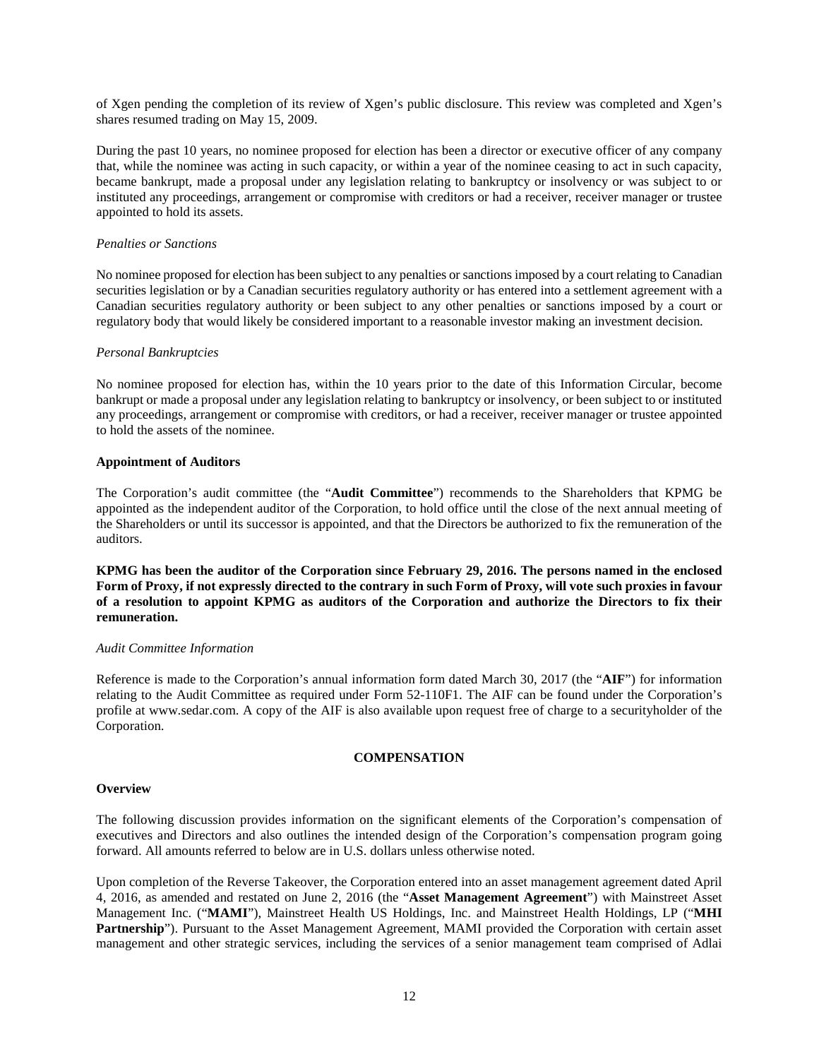of Xgen pending the completion of its review of Xgen's public disclosure. This review was completed and Xgen's shares resumed trading on May 15, 2009.

During the past 10 years, no nominee proposed for election has been a director or executive officer of any company that, while the nominee was acting in such capacity, or within a year of the nominee ceasing to act in such capacity, became bankrupt, made a proposal under any legislation relating to bankruptcy or insolvency or was subject to or instituted any proceedings, arrangement or compromise with creditors or had a receiver, receiver manager or trustee appointed to hold its assets.

*Penalties or Sanctions*

No nominee proposed for election has been subject to any penalties or sanctions imposed by a court relating to Canadian securities legislation or by a Canadian securities regulatory authority or has entered into a settlement agreement with a Canadian securities regulatory authority or been subject to any other penalties or sanctions imposed by a court or regulatory body that would likely be considered important to a reasonable investor making an investment decision.

*Personal Bankruptcies*

No nominee proposed for election has, within the 10 years prior to the date of this Information Circular, become bankrupt or made a proposal under any legislation relating to bankruptcy or insolvency, or been subject to or instituted any proceedings, arrangement or compromise with creditors, or had a receiver, receiver manager or trustee appointed to hold the assets of the nominee.

**Appointment of Auditors**

The Corporation's audit committee (the "**Audit Committee**") recommends to the Shareholders that KPMG be appointed as the independent auditor of the Corporation, to hold office until the close of the next annual meeting of the Shareholders or until its successor is appointed, and that the Directors be authorized to fix the remuneration of the auditors.

**KPMG has been the auditor of the Corporation since February 29, 2016. The persons named in the enclosed Form of Proxy, if not expressly directed to the contrary in such Form of Proxy, will vote such proxies in favour of a resolution to appoint KPMG as auditors of the Corporation and authorize the Directors to fix their remuneration.**

*Audit Committee Information*

Reference is made to the Corporation's annual information form dated March 30, 2017 (the "**AIF**") for information relating to the Audit Committee as required under Form 52-110F1. The AIF can be found under the Corporation's profile at www.sedar.com. A copy of the AIF is also available upon request free of charge to a securityholder of the Corporation.

## COMPENSATION

**Overview**

The following discussion provides information on the significant elements of the Corporation's compensation of executives and Directors and also outlines the intended design of the Corporation's compensation program going forward. All amounts referred to below are in U.S. dollars unless otherwise noted.

Upon completion of the Reverse Takeover, the Corporation entered into an asset management agreement dated April 4, 2016, as amended and restated on June 2, 2016 (the "**Asset Management Agreement**") with Mainstreet Asset Management Inc. ("**MAMI**"), Mainstreet Health US Holdings, Inc. and Mainstreet Health Holdings, LP ("**MHI Partnership**"). Pursuant to the Asset Management Agreement, MAMI provided the Corporation with certain asset management and other strategic services, including the services of a senior management team comprised of Adlai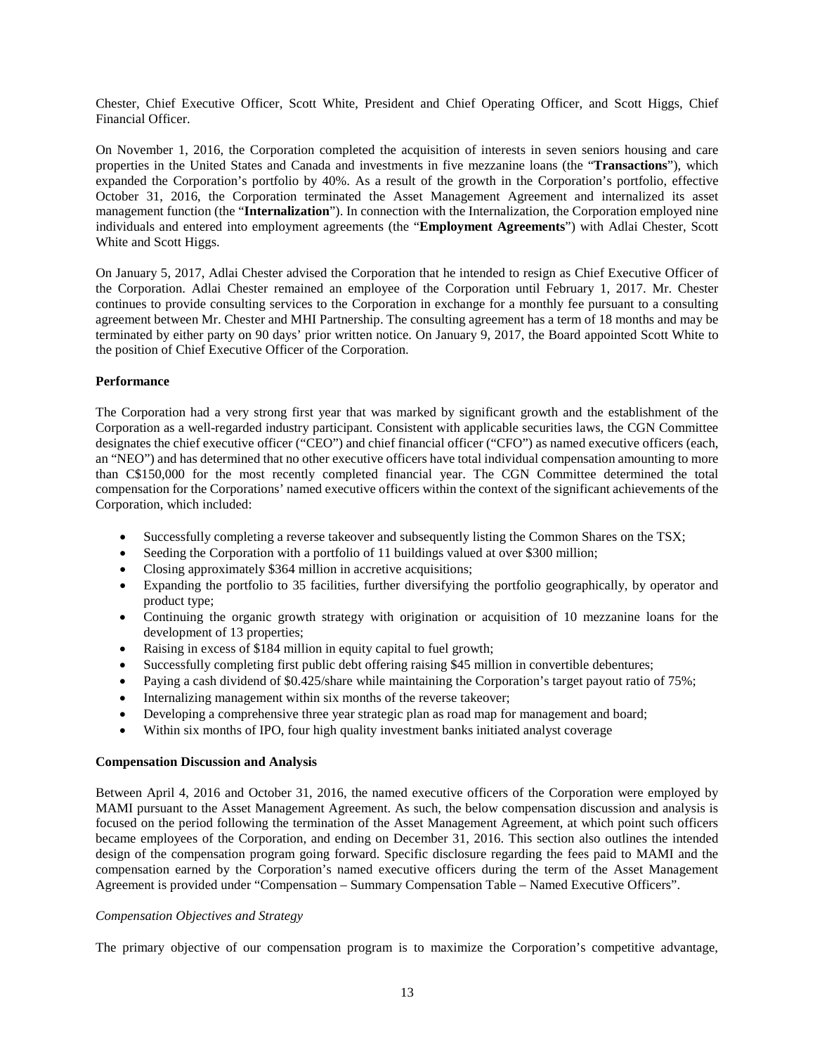Chester, Chief Executive Officer, Scott White, President and Chief Operating Officer, and Scott Higgs, Chief Financial Officer.

On November 1, 2016, the Corporation completed the acquisition of interests in seven seniors housing and care properties in the United States and Canada and investments in five mezzanine loans (the "**Transactions**"), which expanded the Corporation's portfolio by 40%. As a result of the growth in the Corporation's portfolio, effective October 31, 2016, the Corporation terminated the Asset Management Agreement and internalized its asset management function (the "**Internalization**"). In connection with the Internalization, the Corporation employed nine individuals and entered into employment agreements (the "**Employment Agreements**") with Adlai Chester, Scott White and Scott Higgs.

On January 5, 2017, Adlai Chester advised the Corporation that he intended to resign as Chief Executive Officer of the Corporation. Adlai Chester remained an employee of the Corporation until February 1, 2017. Mr. Chester continues to provide consulting services to the Corporation in exchange for a monthly fee pursuant to a consulting agreement between Mr. Chester and MHI Partnership. The consulting agreement has a term of 18 months and may be terminated by either party on 90 days' prior written notice. On January 9, 2017, the Board appointed Scott White to the position of Chief Executive Officer of the Corporation.

**Performance**

The Corporation had a very strong first year that was marked by significant growth and the establishment of the Corporation as a well-regarded industry participant. Consistent with applicable securities laws, the CGN Committee designates the chief executive officer ("CEO") and chief financial officer ("CFO") as named executive officers (each, an "NEO") and has determined that no other executive officers have total individual compensation amounting to more than C$150,000 for the most recently completed financial year. The CGN Committee determined the total compensation for the Corporations' named executive officers within the context of the significant achievements of the Corporation, which included:

- Successfully completing a reverse takeover and subsequently listing the Common Shares on the TSX;
- Seeding the Corporation with a portfolio of 11 buildings valued at over $300 million;
- Closing approximately $364 million in accretive acquisitions;
- Expanding the portfolio to 35 facilities, further diversifying the portfolio geographically, by operator and product type;
- Continuing the organic growth strategy with origination or acquisition of 10 mezzanine loans for the development of 13 properties;
- Raising in excess of $184 million in equity capital to fuel growth;
- Successfully completing first public debt offering raising $45 million in convertible debentures;
- Paying a cash dividend of $0.425/share while maintaining the Corporation's target payout ratio of 75%;
- Internalizing management within six months of the reverse takeover;
- Developing a comprehensive three year strategic plan as road map for management and board;
- Within six months of IPO, four high quality investment banks initiated analyst coverage

**Compensation Discussion and Analysis**

Between April 4, 2016 and October 31, 2016, the named executive officers of the Corporation were employed by MAMI pursuant to the Asset Management Agreement. As such, the below compensation discussion and analysis is focused on the period following the termination of the Asset Management Agreement, at which point such officers became employees of the Corporation, and ending on December 31, 2016. This section also outlines the intended design of the compensation program going forward. Specific disclosure regarding the fees paid to MAMI and the compensation earned by the Corporation's named executive officers during the term of the Asset Management Agreement is provided under "Compensation – Summary Compensation Table – Named Executive Officers".

*Compensation Objectives and Strategy*

The primary objective of our compensation program is to maximize the Corporation's competitive advantage,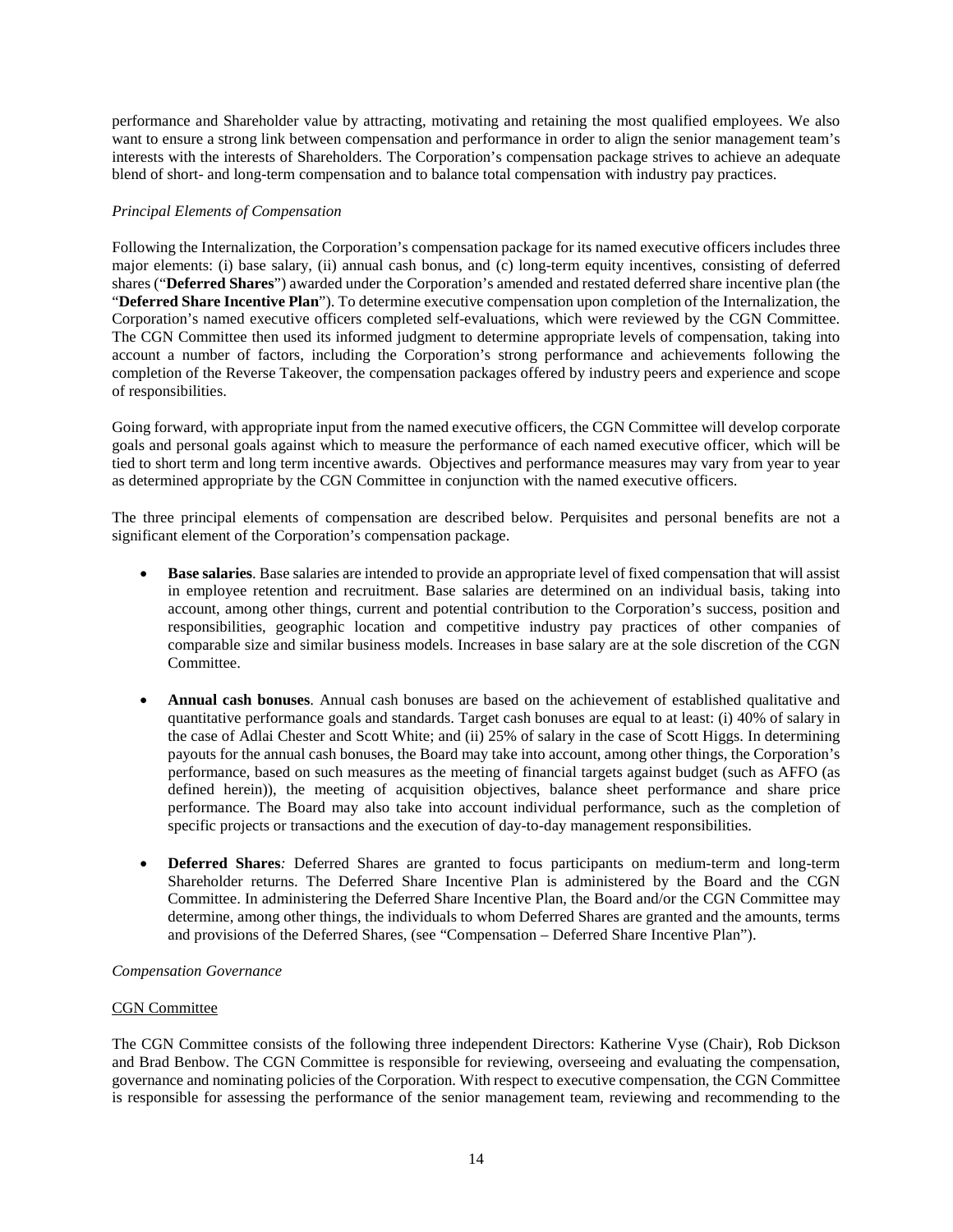performance and Shareholder value by attracting, motivating and retaining the most qualified employees. We also want to ensure a strong link between compensation and performance in order to align the senior management team's interests with the interests of Shareholders. The Corporation's compensation package strives to achieve an adequate blend of short- and long-term compensation and to balance total compensation with industry pay practices.

*Principal Elements of Compensation*

Following the Internalization, the Corporation's compensation package for its named executive officers includes three major elements: (i) base salary, (ii) annual cash bonus, and (c) long-term equity incentives, consisting of deferred shares ("**Deferred Shares**") awarded under the Corporation's amended and restated deferred share incentive plan (the "**Deferred Share Incentive Plan**"). To determine executive compensation upon completion of the Internalization, the Corporation's named executive officers completed self-evaluations, which were reviewed by the CGN Committee. The CGN Committee then used its informed judgment to determine appropriate levels of compensation, taking into account a number of factors, including the Corporation's strong performance and achievements following the completion of the Reverse Takeover, the compensation packages offered by industry peers and experience and scope of responsibilities.

Going forward, with appropriate input from the named executive officers, the CGN Committee will develop corporate goals and personal goals against which to measure the performance of each named executive officer, which will be tied to short term and long term incentive awards. Objectives and performance measures may vary from year to year as determined appropriate by the CGN Committee in conjunction with the named executive officers.

The three principal elements of compensation are described below. Perquisites and personal benefits are not a significant element of the Corporation's compensation package.

- **Base salaries**. Base salaries are intended to provide an appropriate level of fixed compensation that will assist in employee retention and recruitment. Base salaries are determined on an individual basis, taking into account, among other things, current and potential contribution to the Corporation's success, position and responsibilities, geographic location and competitive industry pay practices of other companies of comparable size and similar business models. Increases in base salary are at the sole discretion of the CGN Committee.

- **Annual cash bonuses**. Annual cash bonuses are based on the achievement of established qualitative and quantitative performance goals and standards. Target cash bonuses are equal to at least: (i) 40% of salary in the case of Adlai Chester and Scott White; and (ii) 25% of salary in the case of Scott Higgs. In determining payouts for the annual cash bonuses, the Board may take into account, among other things, the Corporation's performance, based on such measures as the meeting of financial targets against budget (such as AFFO (as defined herein)), the meeting of acquisition objectives, balance sheet performance and share price performance. The Board may also take into account individual performance, such as the completion of specific projects or transactions and the execution of day-to-day management responsibilities.

- **Deferred Shares***:* Deferred Shares are granted to focus participants on medium-term and long-term Shareholder returns. The Deferred Share Incentive Plan is administered by the Board and the CGN Committee. In administering the Deferred Share Incentive Plan, the Board and/or the CGN Committee may determine, among other things, the individuals to whom Deferred Shares are granted and the amounts, terms and provisions of the Deferred Shares, (see "Compensation – Deferred Share Incentive Plan").

*Compensation Governance*

<u>CGN Committee</u>

The CGN Committee consists of the following three independent Directors: Katherine Vyse (Chair), Rob Dickson and Brad Benbow. The CGN Committee is responsible for reviewing, overseeing and evaluating the compensation, governance and nominating policies of the Corporation. With respect to executive compensation, the CGN Committee is responsible for assessing the performance of the senior management team, reviewing and recommending to the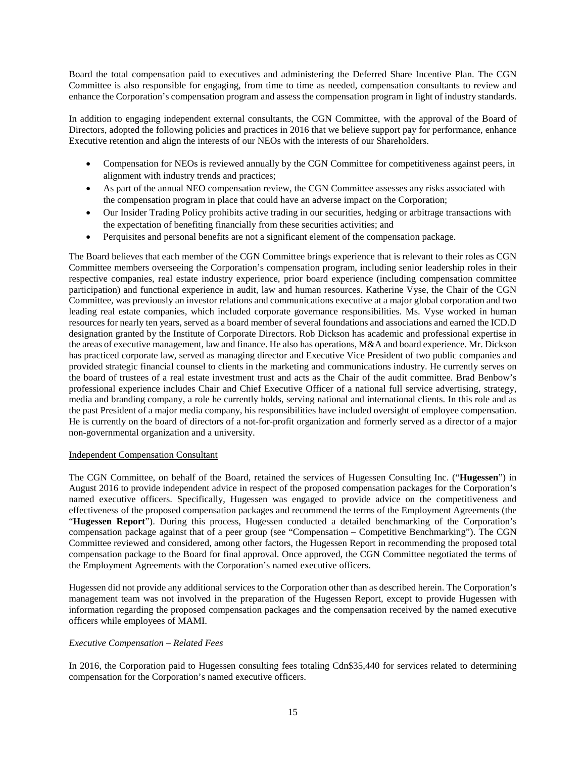Board the total compensation paid to executives and administering the Deferred Share Incentive Plan. The CGN Committee is also responsible for engaging, from time to time as needed, compensation consultants to review and enhance the Corporation's compensation program and assess the compensation program in light of industry standards.

In addition to engaging independent external consultants, the CGN Committee, with the approval of the Board of Directors, adopted the following policies and practices in 2016 that we believe support pay for performance, enhance Executive retention and align the interests of our NEOs with the interests of our Shareholders.

- Compensation for NEOs is reviewed annually by the CGN Committee for competitiveness against peers, in alignment with industry trends and practices;
- As part of the annual NEO compensation review, the CGN Committee assesses any risks associated with the compensation program in place that could have an adverse impact on the Corporation;
- Our Insider Trading Policy prohibits active trading in our securities, hedging or arbitrage transactions with the expectation of benefiting financially from these securities activities; and
- Perquisites and personal benefits are not a significant element of the compensation package.

The Board believes that each member of the CGN Committee brings experience that is relevant to their roles as CGN Committee members overseeing the Corporation's compensation program, including senior leadership roles in their respective companies, real estate industry experience, prior board experience (including compensation committee participation) and functional experience in audit, law and human resources. Katherine Vyse, the Chair of the CGN Committee, was previously an investor relations and communications executive at a major global corporation and two leading real estate companies, which included corporate governance responsibilities. Ms. Vyse worked in human resources for nearly ten years, served as a board member of several foundations and associations and earned the ICD.D designation granted by the Institute of Corporate Directors. Rob Dickson has academic and professional expertise in the areas of executive management, law and finance. He also has operations, M&A and board experience. Mr. Dickson has practiced corporate law, served as managing director and Executive Vice President of two public companies and provided strategic financial counsel to clients in the marketing and communications industry. He currently serves on the board of trustees of a real estate investment trust and acts as the Chair of the audit committee. Brad Benbow's professional experience includes Chair and Chief Executive Officer of a national full service advertising, strategy, media and branding company, a role he currently holds, serving national and international clients. In this role and as the past President of a major media company, his responsibilities have included oversight of employee compensation. He is currently on the board of directors of a not-for-profit organization and formerly served as a director of a major non-governmental organization and a university.

Independent Compensation Consultant

The CGN Committee, on behalf of the Board, retained the services of Hugessen Consulting Inc. ("**Hugessen**") in August 2016 to provide independent advice in respect of the proposed compensation packages for the Corporation's named executive officers. Specifically, Hugessen was engaged to provide advice on the competitiveness and effectiveness of the proposed compensation packages and recommend the terms of the Employment Agreements (the "**Hugessen Report**"). During this process, Hugessen conducted a detailed benchmarking of the Corporation's compensation package against that of a peer group (see "Compensation – Competitive Benchmarking"). The CGN Committee reviewed and considered, among other factors, the Hugessen Report in recommending the proposed total compensation package to the Board for final approval. Once approved, the CGN Committee negotiated the terms of the Employment Agreements with the Corporation's named executive officers.

Hugessen did not provide any additional services to the Corporation other than as described herein. The Corporation's management team was not involved in the preparation of the Hugessen Report, except to provide Hugessen with information regarding the proposed compensation packages and the compensation received by the named executive officers while employees of MAMI.

*Executive Compensation – Related Fees*

In 2016, the Corporation paid to Hugessen consulting fees totaling Cdn$35,440 for services related to determining compensation for the Corporation's named executive officers.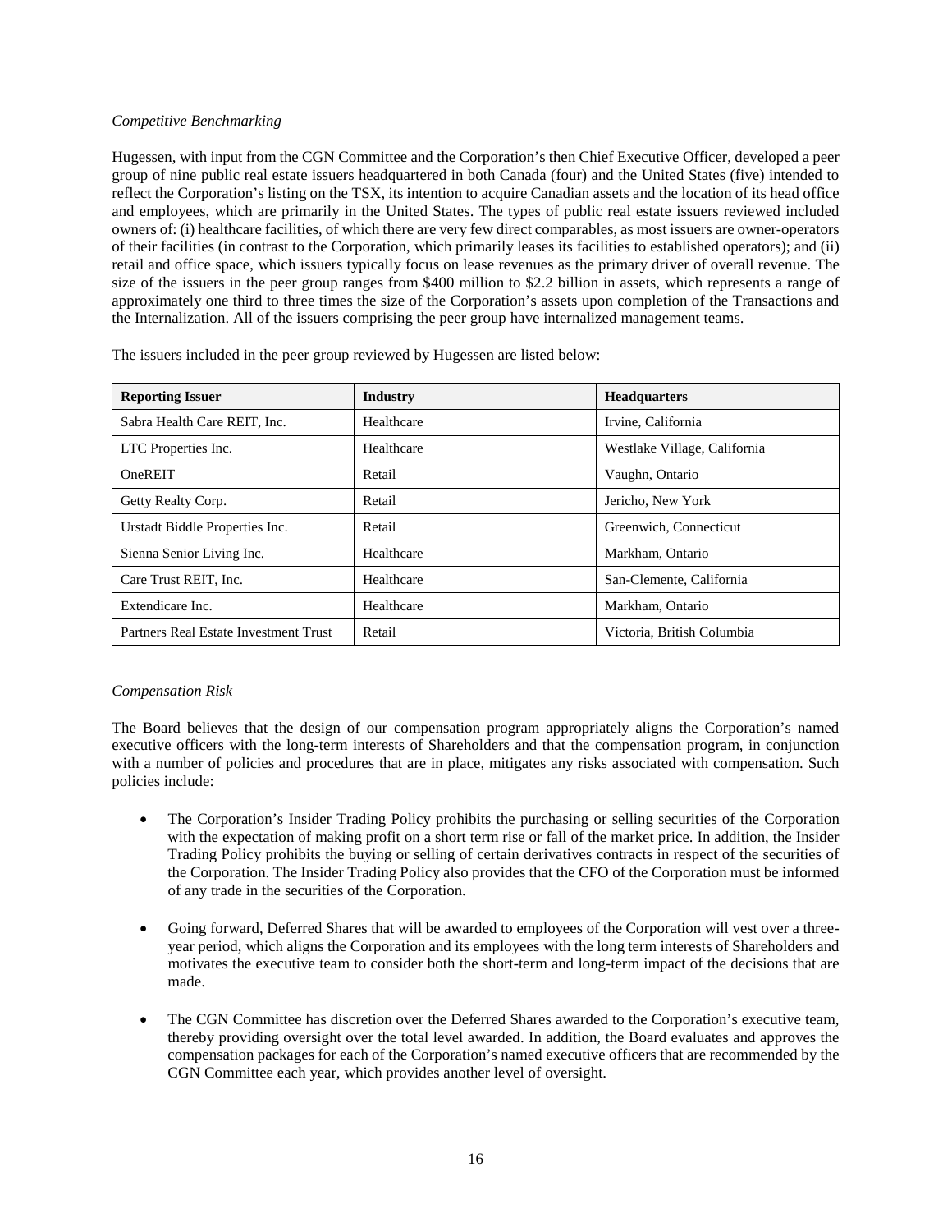*Competitive Benchmarking*

Hugessen, with input from the CGN Committee and the Corporation's then Chief Executive Officer, developed a peer group of nine public real estate issuers headquartered in both Canada (four) and the United States (five) intended to reflect the Corporation's listing on the TSX, its intention to acquire Canadian assets and the location of its head office and employees, which are primarily in the United States. The types of public real estate issuers reviewed included owners of: (i) healthcare facilities, of which there are very few direct comparables, as most issuers are owner-operators of their facilities (in contrast to the Corporation, which primarily leases its facilities to established operators); and (ii) retail and office space, which issuers typically focus on lease revenues as the primary driver of overall revenue. The size of the issuers in the peer group ranges from $400 million to $2.2 billion in assets, which represents a range of approximately one third to three times the size of the Corporation's assets upon completion of the Transactions and the Internalization. All of the issuers comprising the peer group have internalized management teams.

The issuers included in the peer group reviewed by Hugessen are listed below:

| Reporting Issuer | Industry | Headquarters |
|---|---|---|
| Sabra Health Care REIT, Inc. | Healthcare | Irvine, California |
| LTC Properties Inc. | Healthcare | Westlake Village, California |
| OneREIT | Retail | Vaughn, Ontario |
| Getty Realty Corp. | Retail | Jericho, New York |
| Urstadt Biddle Properties Inc. | Retail | Greenwich, Connecticut |
| Sienna Senior Living Inc. | Healthcare | Markham, Ontario |
| Care Trust REIT, Inc. | Healthcare | San-Clemente, California |
| Extendicare Inc. | Healthcare | Markham, Ontario |
| Partners Real Estate Investment Trust | Retail | Victoria, British Columbia |

*Compensation Risk*

The Board believes that the design of our compensation program appropriately aligns the Corporation's named executive officers with the long-term interests of Shareholders and that the compensation program, in conjunction with a number of policies and procedures that are in place, mitigates any risks associated with compensation. Such policies include:

- The Corporation's Insider Trading Policy prohibits the purchasing or selling securities of the Corporation with the expectation of making profit on a short term rise or fall of the market price. In addition, the Insider Trading Policy prohibits the buying or selling of certain derivatives contracts in respect of the securities of the Corporation. The Insider Trading Policy also provides that the CFO of the Corporation must be informed of any trade in the securities of the Corporation.

- Going forward, Deferred Shares that will be awarded to employees of the Corporation will vest over a three-year period, which aligns the Corporation and its employees with the long term interests of Shareholders and motivates the executive team to consider both the short-term and long-term impact of the decisions that are made.

- The CGN Committee has discretion over the Deferred Shares awarded to the Corporation's executive team, thereby providing oversight over the total level awarded. In addition, the Board evaluates and approves the compensation packages for each of the Corporation's named executive officers that are recommended by the CGN Committee each year, which provides another level of oversight.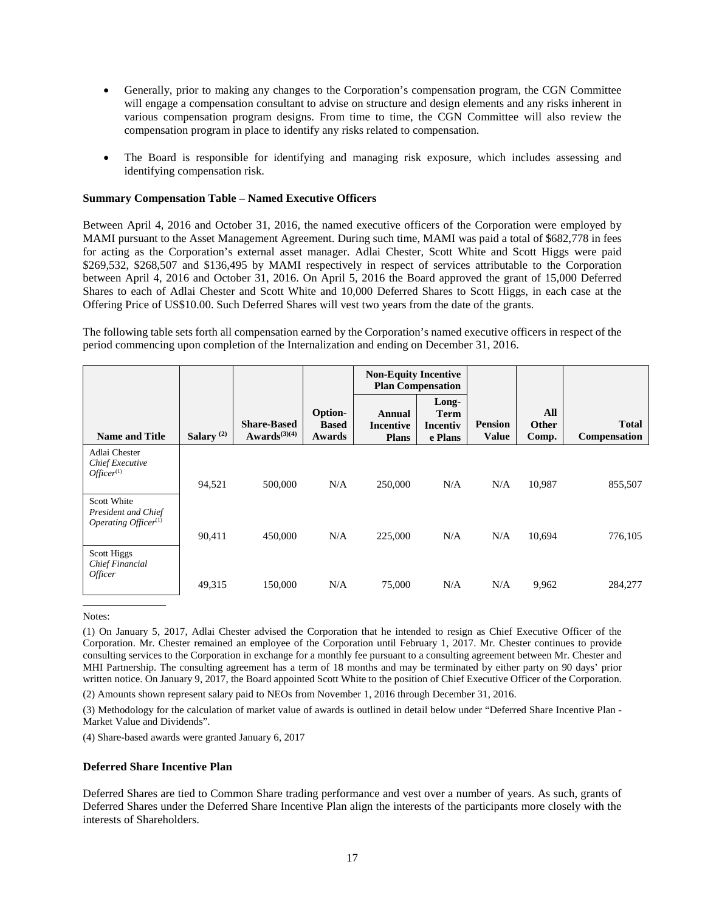- Generally, prior to making any changes to the Corporation's compensation program, the CGN Committee will engage a compensation consultant to advise on structure and design elements and any risks inherent in various compensation program designs. From time to time, the CGN Committee will also review the compensation program in place to identify any risks related to compensation.

- The Board is responsible for identifying and managing risk exposure, which includes assessing and identifying compensation risk.

**Summary Compensation Table – Named Executive Officers**

Between April 4, 2016 and October 31, 2016, the named executive officers of the Corporation were employed by MAMI pursuant to the Asset Management Agreement. During such time, MAMI was paid a total of $682,778 in fees for acting as the Corporation's external asset manager. Adlai Chester, Scott White and Scott Higgs were paid $269,532, $268,507 and $136,495 by MAMI respectively in respect of services attributable to the Corporation between April 4, 2016 and October 31, 2016. On April 5, 2016 the Board approved the grant of 15,000 Deferred Shares to each of Adlai Chester and Scott White and 10,000 Deferred Shares to Scott Higgs, in each case at the Offering Price of US$10.00. Such Deferred Shares will vest two years from the date of the grants.

The following table sets forth all compensation earned by the Corporation's named executive officers in respect of the period commencing upon completion of the Internalization and ending on December 31, 2016.

| Name and Title | Salary [(2)] | Share-Based Awards[(3)(4)] | Option-Based Awards | Non-Equity Incentive Plan Compensation | | Pension Value | All Other Comp. | Total Compensation |
|---|---|---|---|---|---|---|---|---|
| | | | | Annual Incentive Plans | Long-Term Incentive Plans | | | |
| Adlai Chester *Chief Executive Officer*[(1)] | 94,521 | 500,000 | N/A | 250,000 | N/A | N/A | 10,987 | 855,507 |
| Scott White *President and Chief Operating Officer*[(1)] | 90,411 | 450,000 | N/A | 225,000 | N/A | N/A | 10,694 | 776,105 |
| Scott Higgs *Chief Financial Officer* | 49,315 | 150,000 | N/A | 75,000 | N/A | N/A | 9,962 | 284,277 |

Notes:

(1) On January 5, 2017, Adlai Chester advised the Corporation that he intended to resign as Chief Executive Officer of the Corporation. Mr. Chester remained an employee of the Corporation until February 1, 2017. Mr. Chester continues to provide consulting services to the Corporation in exchange for a monthly fee pursuant to a consulting agreement between Mr. Chester and MHI Partnership. The consulting agreement has a term of 18 months and may be terminated by either party on 90 days' prior written notice. On January 9, 2017, the Board appointed Scott White to the position of Chief Executive Officer of the Corporation.

(2) Amounts shown represent salary paid to NEOs from November 1, 2016 through December 31, 2016.

(3) Methodology for the calculation of market value of awards is outlined in detail below under "Deferred Share Incentive Plan - Market Value and Dividends".

(4) Share-based awards were granted January 6, 2017

**Deferred Share Incentive Plan**

Deferred Shares are tied to Common Share trading performance and vest over a number of years. As such, grants of Deferred Shares under the Deferred Share Incentive Plan align the interests of the participants more closely with the interests of Shareholders.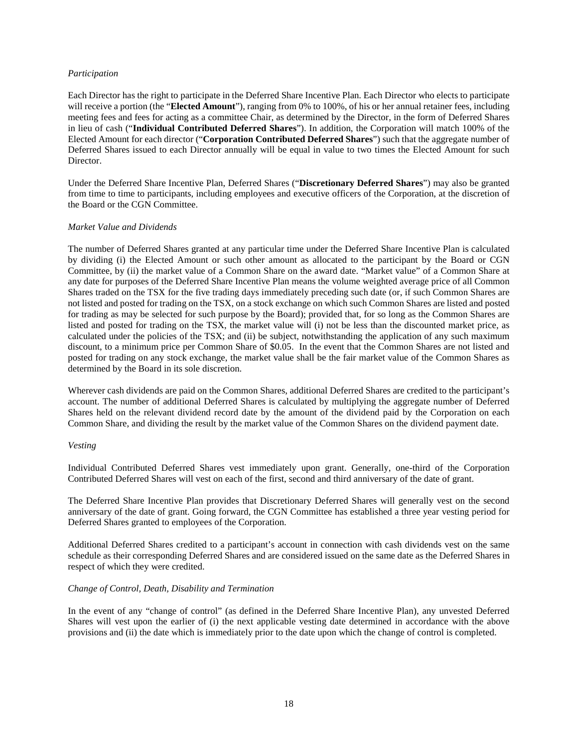*Participation*

Each Director has the right to participate in the Deferred Share Incentive Plan. Each Director who elects to participate will receive a portion (the "**Elected Amount**"), ranging from 0% to 100%, of his or her annual retainer fees, including meeting fees and fees for acting as a committee Chair, as determined by the Director, in the form of Deferred Shares in lieu of cash ("**Individual Contributed Deferred Shares**"). In addition, the Corporation will match 100% of the Elected Amount for each director ("**Corporation Contributed Deferred Shares**") such that the aggregate number of Deferred Shares issued to each Director annually will be equal in value to two times the Elected Amount for such Director.

Under the Deferred Share Incentive Plan, Deferred Shares ("**Discretionary Deferred Shares**") may also be granted from time to time to participants, including employees and executive officers of the Corporation, at the discretion of the Board or the CGN Committee.

*Market Value and Dividends*

The number of Deferred Shares granted at any particular time under the Deferred Share Incentive Plan is calculated by dividing (i) the Elected Amount or such other amount as allocated to the participant by the Board or CGN Committee, by (ii) the market value of a Common Share on the award date. "Market value" of a Common Share at any date for purposes of the Deferred Share Incentive Plan means the volume weighted average price of all Common Shares traded on the TSX for the five trading days immediately preceding such date (or, if such Common Shares are not listed and posted for trading on the TSX, on a stock exchange on which such Common Shares are listed and posted for trading as may be selected for such purpose by the Board); provided that, for so long as the Common Shares are listed and posted for trading on the TSX, the market value will (i) not be less than the discounted market price, as calculated under the policies of the TSX; and (ii) be subject, notwithstanding the application of any such maximum discount, to a minimum price per Common Share of $0.05. In the event that the Common Shares are not listed and posted for trading on any stock exchange, the market value shall be the fair market value of the Common Shares as determined by the Board in its sole discretion.

Wherever cash dividends are paid on the Common Shares, additional Deferred Shares are credited to the participant's account. The number of additional Deferred Shares is calculated by multiplying the aggregate number of Deferred Shares held on the relevant dividend record date by the amount of the dividend paid by the Corporation on each Common Share, and dividing the result by the market value of the Common Shares on the dividend payment date.

*Vesting*

Individual Contributed Deferred Shares vest immediately upon grant. Generally, one-third of the Corporation Contributed Deferred Shares will vest on each of the first, second and third anniversary of the date of grant.

The Deferred Share Incentive Plan provides that Discretionary Deferred Shares will generally vest on the second anniversary of the date of grant. Going forward, the CGN Committee has established a three year vesting period for Deferred Shares granted to employees of the Corporation.

Additional Deferred Shares credited to a participant's account in connection with cash dividends vest on the same schedule as their corresponding Deferred Shares and are considered issued on the same date as the Deferred Shares in respect of which they were credited.

*Change of Control, Death, Disability and Termination*

In the event of any "change of control" (as defined in the Deferred Share Incentive Plan), any unvested Deferred Shares will vest upon the earlier of (i) the next applicable vesting date determined in accordance with the above provisions and (ii) the date which is immediately prior to the date upon which the change of control is completed.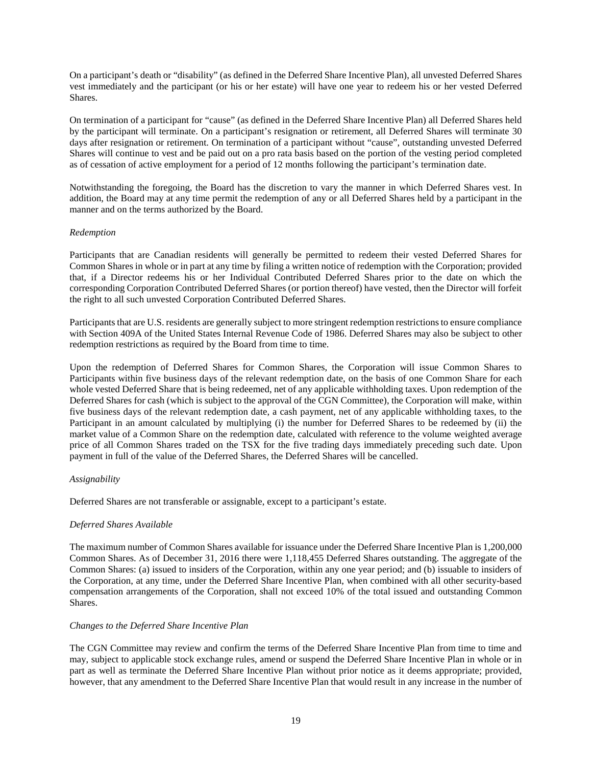On a participant's death or "disability" (as defined in the Deferred Share Incentive Plan), all unvested Deferred Shares vest immediately and the participant (or his or her estate) will have one year to redeem his or her vested Deferred Shares.

On termination of a participant for "cause" (as defined in the Deferred Share Incentive Plan) all Deferred Shares held by the participant will terminate. On a participant's resignation or retirement, all Deferred Shares will terminate 30 days after resignation or retirement. On termination of a participant without "cause", outstanding unvested Deferred Shares will continue to vest and be paid out on a pro rata basis based on the portion of the vesting period completed as of cessation of active employment for a period of 12 months following the participant's termination date.

Notwithstanding the foregoing, the Board has the discretion to vary the manner in which Deferred Shares vest. In addition, the Board may at any time permit the redemption of any or all Deferred Shares held by a participant in the manner and on the terms authorized by the Board.

*Redemption*

Participants that are Canadian residents will generally be permitted to redeem their vested Deferred Shares for Common Shares in whole or in part at any time by filing a written notice of redemption with the Corporation; provided that, if a Director redeems his or her Individual Contributed Deferred Shares prior to the date on which the corresponding Corporation Contributed Deferred Shares (or portion thereof) have vested, then the Director will forfeit the right to all such unvested Corporation Contributed Deferred Shares.

Participants that are U.S. residents are generally subject to more stringent redemption restrictions to ensure compliance with Section 409A of the United States Internal Revenue Code of 1986. Deferred Shares may also be subject to other redemption restrictions as required by the Board from time to time.

Upon the redemption of Deferred Shares for Common Shares, the Corporation will issue Common Shares to Participants within five business days of the relevant redemption date, on the basis of one Common Share for each whole vested Deferred Share that is being redeemed, net of any applicable withholding taxes. Upon redemption of the Deferred Shares for cash (which is subject to the approval of the CGN Committee), the Corporation will make, within five business days of the relevant redemption date, a cash payment, net of any applicable withholding taxes, to the Participant in an amount calculated by multiplying (i) the number for Deferred Shares to be redeemed by (ii) the market value of a Common Share on the redemption date, calculated with reference to the volume weighted average price of all Common Shares traded on the TSX for the five trading days immediately preceding such date. Upon payment in full of the value of the Deferred Shares, the Deferred Shares will be cancelled.

*Assignability*

Deferred Shares are not transferable or assignable, except to a participant's estate.

*Deferred Shares Available*

The maximum number of Common Shares available for issuance under the Deferred Share Incentive Plan is 1,200,000 Common Shares. As of December 31, 2016 there were 1,118,455 Deferred Shares outstanding. The aggregate of the Common Shares: (a) issued to insiders of the Corporation, within any one year period; and (b) issuable to insiders of the Corporation, at any time, under the Deferred Share Incentive Plan, when combined with all other security-based compensation arrangements of the Corporation, shall not exceed 10% of the total issued and outstanding Common Shares.

*Changes to the Deferred Share Incentive Plan*

The CGN Committee may review and confirm the terms of the Deferred Share Incentive Plan from time to time and may, subject to applicable stock exchange rules, amend or suspend the Deferred Share Incentive Plan in whole or in part as well as terminate the Deferred Share Incentive Plan without prior notice as it deems appropriate; provided, however, that any amendment to the Deferred Share Incentive Plan that would result in any increase in the number of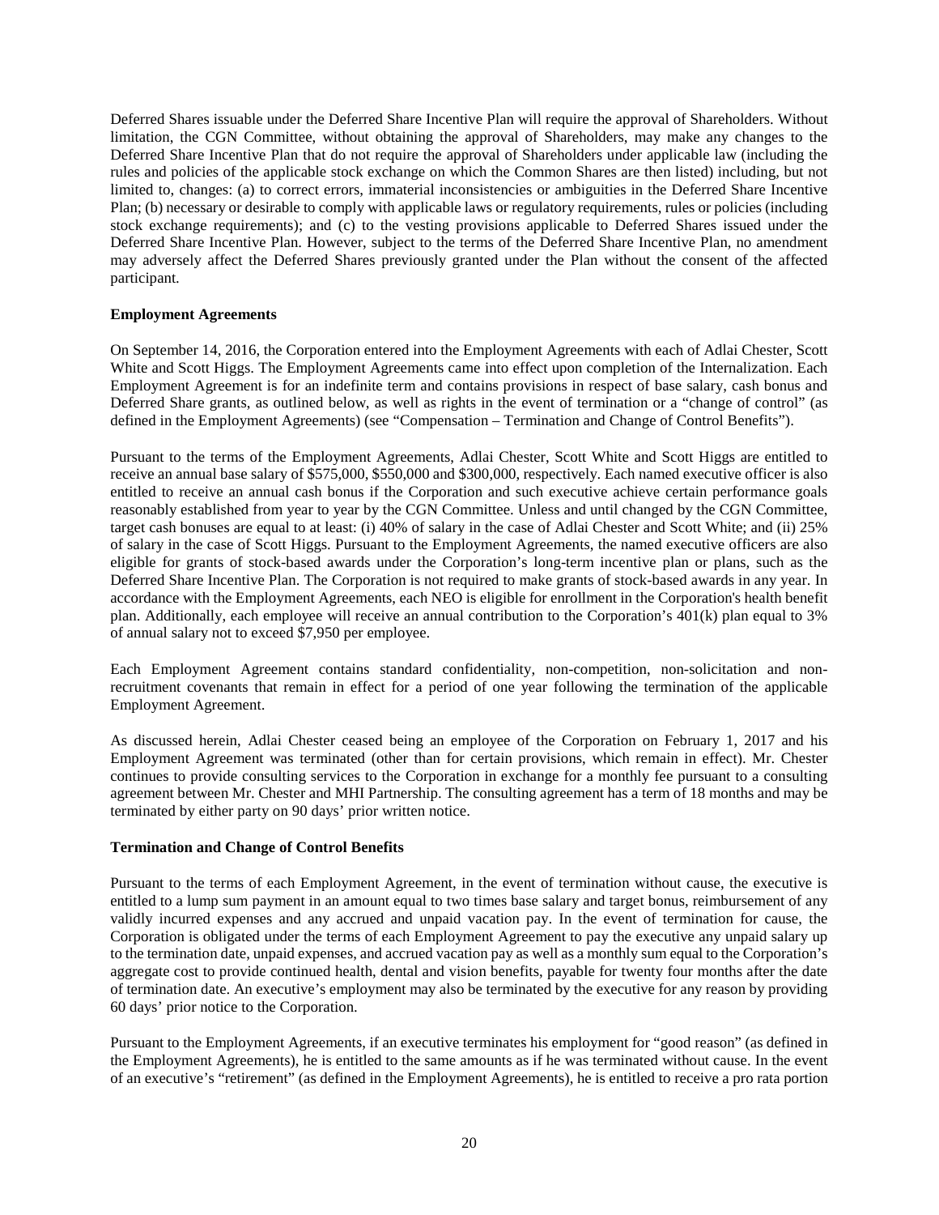Deferred Shares issuable under the Deferred Share Incentive Plan will require the approval of Shareholders. Without limitation, the CGN Committee, without obtaining the approval of Shareholders, may make any changes to the Deferred Share Incentive Plan that do not require the approval of Shareholders under applicable law (including the rules and policies of the applicable stock exchange on which the Common Shares are then listed) including, but not limited to, changes: (a) to correct errors, immaterial inconsistencies or ambiguities in the Deferred Share Incentive Plan; (b) necessary or desirable to comply with applicable laws or regulatory requirements, rules or policies (including stock exchange requirements); and (c) to the vesting provisions applicable to Deferred Shares issued under the Deferred Share Incentive Plan. However, subject to the terms of the Deferred Share Incentive Plan, no amendment may adversely affect the Deferred Shares previously granted under the Plan without the consent of the affected participant.

**Employment Agreements**

On September 14, 2016, the Corporation entered into the Employment Agreements with each of Adlai Chester, Scott White and Scott Higgs. The Employment Agreements came into effect upon completion of the Internalization. Each Employment Agreement is for an indefinite term and contains provisions in respect of base salary, cash bonus and Deferred Share grants, as outlined below, as well as rights in the event of termination or a "change of control" (as defined in the Employment Agreements) (see "Compensation – Termination and Change of Control Benefits").

Pursuant to the terms of the Employment Agreements, Adlai Chester, Scott White and Scott Higgs are entitled to receive an annual base salary of $575,000, $550,000 and $300,000, respectively. Each named executive officer is also entitled to receive an annual cash bonus if the Corporation and such executive achieve certain performance goals reasonably established from year to year by the CGN Committee. Unless and until changed by the CGN Committee, target cash bonuses are equal to at least: (i) 40% of salary in the case of Adlai Chester and Scott White; and (ii) 25% of salary in the case of Scott Higgs. Pursuant to the Employment Agreements, the named executive officers are also eligible for grants of stock-based awards under the Corporation's long-term incentive plan or plans, such as the Deferred Share Incentive Plan. The Corporation is not required to make grants of stock-based awards in any year. In accordance with the Employment Agreements, each NEO is eligible for enrollment in the Corporation's health benefit plan. Additionally, each employee will receive an annual contribution to the Corporation's 401(k) plan equal to 3% of annual salary not to exceed $7,950 per employee.

Each Employment Agreement contains standard confidentiality, non-competition, non-solicitation and non-recruitment covenants that remain in effect for a period of one year following the termination of the applicable Employment Agreement.

As discussed herein, Adlai Chester ceased being an employee of the Corporation on February 1, 2017 and his Employment Agreement was terminated (other than for certain provisions, which remain in effect). Mr. Chester continues to provide consulting services to the Corporation in exchange for a monthly fee pursuant to a consulting agreement between Mr. Chester and MHI Partnership. The consulting agreement has a term of 18 months and may be terminated by either party on 90 days' prior written notice.

**Termination and Change of Control Benefits**

Pursuant to the terms of each Employment Agreement, in the event of termination without cause, the executive is entitled to a lump sum payment in an amount equal to two times base salary and target bonus, reimbursement of any validly incurred expenses and any accrued and unpaid vacation pay. In the event of termination for cause, the Corporation is obligated under the terms of each Employment Agreement to pay the executive any unpaid salary up to the termination date, unpaid expenses, and accrued vacation pay as well as a monthly sum equal to the Corporation's aggregate cost to provide continued health, dental and vision benefits, payable for twenty four months after the date of termination date. An executive's employment may also be terminated by the executive for any reason by providing 60 days' prior notice to the Corporation.

Pursuant to the Employment Agreements, if an executive terminates his employment for "good reason" (as defined in the Employment Agreements), he is entitled to the same amounts as if he was terminated without cause. In the event of an executive's "retirement" (as defined in the Employment Agreements), he is entitled to receive a pro rata portion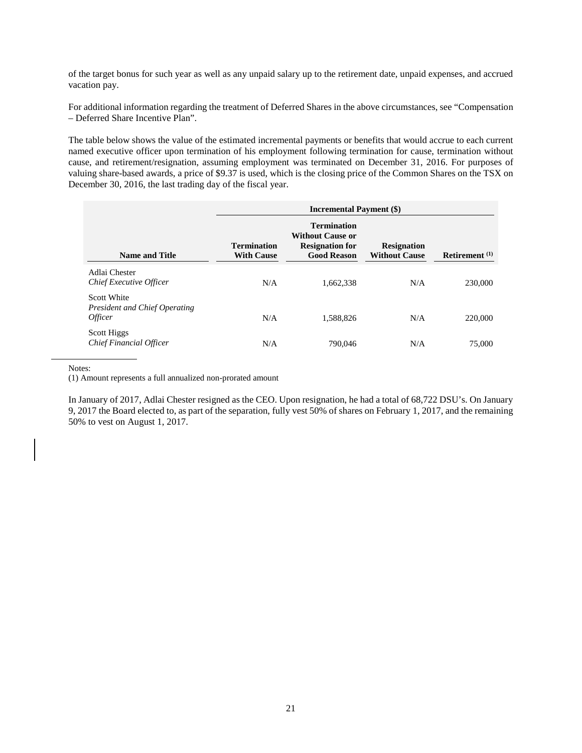of the target bonus for such year as well as any unpaid salary up to the retirement date, unpaid expenses, and accrued vacation pay.

For additional information regarding the treatment of Deferred Shares in the above circumstances, see "Compensation – Deferred Share Incentive Plan".

The table below shows the value of the estimated incremental payments or benefits that would accrue to each current named executive officer upon termination of his employment following termination for cause, termination without cause, and retirement/resignation, assuming employment was terminated on December 31, 2016. For purposes of valuing share-based awards, a price of $9.37 is used, which is the closing price of the Common Shares on the TSX on December 30, 2016, the last trading day of the fiscal year.

| | Incremental Payment ($) | | | |
|---|---|---|---|---|
| **Name and Title** | **Termination With Cause** | **Termination Without Cause or Resignation for Good Reason** | **Resignation Without Cause** | **Retirement [(1)]** |
| Adlai Chester<br>*Chief Executive Officer* | N/A | 1,662,338 | N/A | 230,000 |
| Scott White<br>*President and Chief Operating Officer* | N/A | 1,588,826 | N/A | 220,000 |
| Scott Higgs<br>*Chief Financial Officer* | N/A | 790,046 | N/A | 75,000 |

Notes:
(1) Amount represents a full annualized non-prorated amount

In January of 2017, Adlai Chester resigned as the CEO. Upon resignation, he had a total of 68,722 DSU's. On January 9, 2017 the Board elected to, as part of the separation, fully vest 50% of shares on February 1, 2017, and the remaining 50% to vest on August 1, 2017.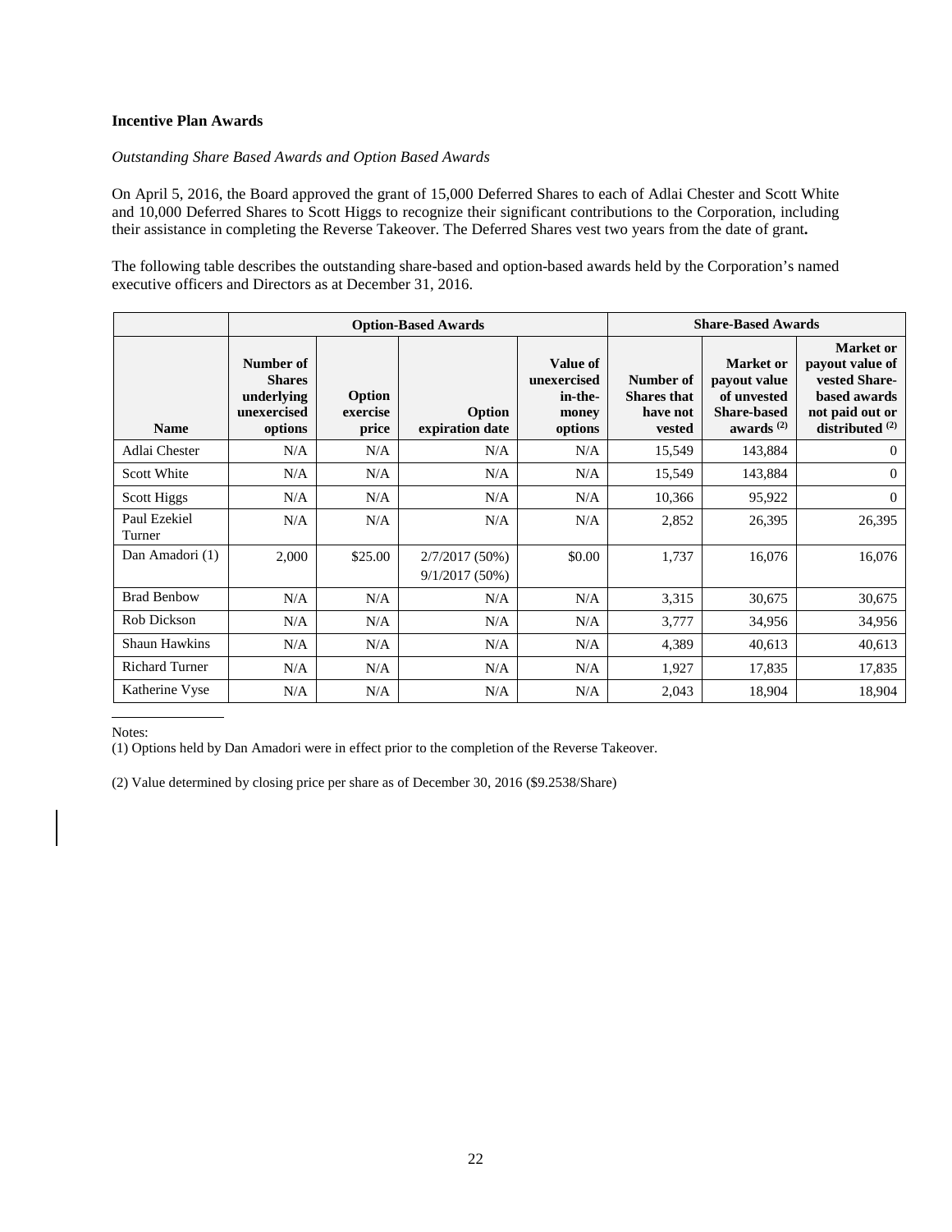**Incentive Plan Awards**

*Outstanding Share Based Awards and Option Based Awards*

On April 5, 2016, the Board approved the grant of 15,000 Deferred Shares to each of Adlai Chester and Scott White and 10,000 Deferred Shares to Scott Higgs to recognize their significant contributions to the Corporation, including their assistance in completing the Reverse Takeover. The Deferred Shares vest two years from the date of grant**.**

The following table describes the outstanding share-based and option-based awards held by the Corporation's named executive officers and Directors as at December 31, 2016.

| | Option-Based Awards | | | | Share-Based Awards | | |
|---|---|---|---|---|---|---|---|
| **Name** | **Number of Shares underlying unexercised options** | **Option exercise price** | **Option expiration date** | **Value of unexercised in-the-money options** | **Number of Shares that have not vested** | **Market or payout value of unvested Share-based awards (2)** | **Market or payout value of vested Share-based awards not paid out or distributed (2)** |
| Adlai Chester | N/A | N/A | N/A | N/A | 15,549 | 143,884 | 0 |
| Scott White | N/A | N/A | N/A | N/A | 15,549 | 143,884 | 0 |
| Scott Higgs | N/A | N/A | N/A | N/A | 10,366 | 95,922 | 0 |
| Paul Ezekiel Turner | N/A | N/A | N/A | N/A | 2,852 | 26,395 | 26,395 |
| Dan Amadori (1) | 2,000 | $25.00 | 2/7/2017 (50%) 9/1/2017 (50%) | $0.00 | 1,737 | 16,076 | 16,076 |
| Brad Benbow | N/A | N/A | N/A | N/A | 3,315 | 30,675 | 30,675 |
| Rob Dickson | N/A | N/A | N/A | N/A | 3,777 | 34,956 | 34,956 |
| Shaun Hawkins | N/A | N/A | N/A | N/A | 4,389 | 40,613 | 40,613 |
| Richard Turner | N/A | N/A | N/A | N/A | 1,927 | 17,835 | 17,835 |
| Katherine Vyse | N/A | N/A | N/A | N/A | 2,043 | 18,904 | 18,904 |

Notes:

(1) Options held by Dan Amadori were in effect prior to the completion of the Reverse Takeover.

(2) Value determined by closing price per share as of December 30, 2016 ($9.2538/Share)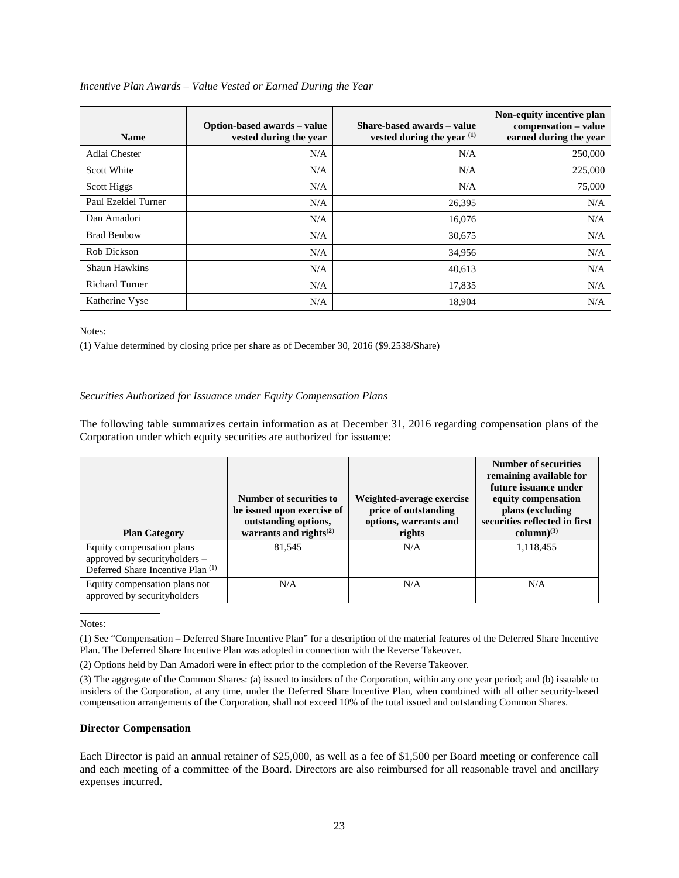*Incentive Plan Awards – Value Vested or Earned During the Year*

| Name | Option-based awards – value vested during the year | Share-based awards – value vested during the year [(1)] | Non-equity incentive plan compensation – value earned during the year |
|---|---|---|---|
| Adlai Chester | N/A | N/A | 250,000 |
| Scott White | N/A | N/A | 225,000 |
| Scott Higgs | N/A | N/A | 75,000 |
| Paul Ezekiel Turner | N/A | 26,395 | N/A |
| Dan Amadori | N/A | 16,076 | N/A |
| Brad Benbow | N/A | 30,675 | N/A |
| Rob Dickson | N/A | 34,956 | N/A |
| Shaun Hawkins | N/A | 40,613 | N/A |
| Richard Turner | N/A | 17,835 | N/A |
| Katherine Vyse | N/A | 18,904 | N/A |

Notes:

(1) Value determined by closing price per share as of December 30, 2016 ($9.2538/Share)

*Securities Authorized for Issuance under Equity Compensation Plans*

The following table summarizes certain information as at December 31, 2016 regarding compensation plans of the Corporation under which equity securities are authorized for issuance:

| Plan Category | Number of securities to be issued upon exercise of outstanding options, warrants and rights[(2)] | Weighted-average exercise price of outstanding options, warrants and rights | Number of securities remaining available for future issuance under equity compensation plans (excluding securities reflected in first column)[(3)] |
|---|---|---|---|
| Equity compensation plans approved by securityholders – Deferred Share Incentive Plan [(1)] | 81,545 | N/A | 1,118,455 |
| Equity compensation plans not approved by securityholders | N/A | N/A | N/A |

Notes:

(1) See "Compensation – Deferred Share Incentive Plan" for a description of the material features of the Deferred Share Incentive Plan. The Deferred Share Incentive Plan was adopted in connection with the Reverse Takeover.

(2) Options held by Dan Amadori were in effect prior to the completion of the Reverse Takeover.

(3) The aggregate of the Common Shares: (a) issued to insiders of the Corporation, within any one year period; and (b) issuable to insiders of the Corporation, at any time, under the Deferred Share Incentive Plan, when combined with all other security-based compensation arrangements of the Corporation, shall not exceed 10% of the total issued and outstanding Common Shares.

**Director Compensation**

Each Director is paid an annual retainer of $25,000, as well as a fee of $1,500 per Board meeting or conference call and each meeting of a committee of the Board. Directors are also reimbursed for all reasonable travel and ancillary expenses incurred.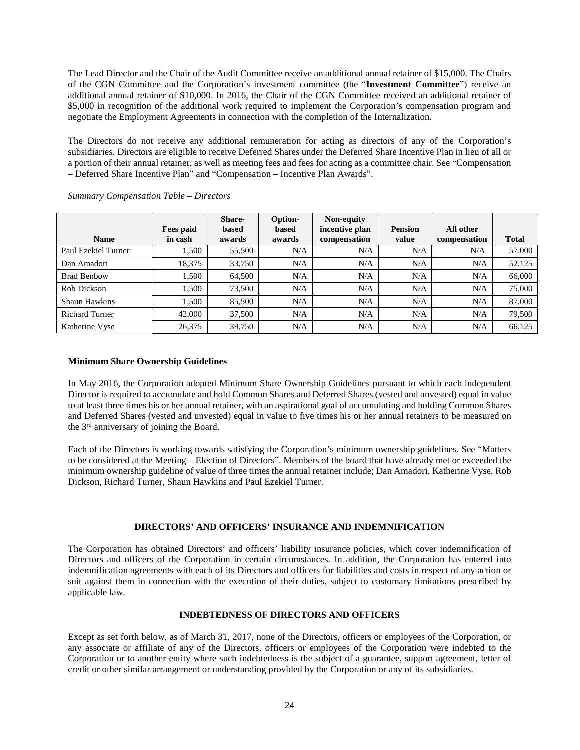The Lead Director and the Chair of the Audit Committee receive an additional annual retainer of $15,000. The Chairs of the CGN Committee and the Corporation's investment committee (the "**Investment Committee**") receive an additional annual retainer of $10,000. In 2016, the Chair of the CGN Committee received an additional retainer of $5,000 in recognition of the additional work required to implement the Corporation's compensation program and negotiate the Employment Agreements in connection with the completion of the Internalization.

The Directors do not receive any additional remuneration for acting as directors of any of the Corporation's subsidiaries. Directors are eligible to receive Deferred Shares under the Deferred Share Incentive Plan in lieu of all or a portion of their annual retainer, as well as meeting fees and fees for acting as a committee chair. See "Compensation – Deferred Share Incentive Plan" and "Compensation – Incentive Plan Awards".

*Summary Compensation Table – Directors*

| Name | Fees paid in cash | Share-based awards | Option-based awards | Non-equity incentive plan compensation | Pension value | All other compensation | Total |
|---|---|---|---|---|---|---|---|
| Paul Ezekiel Turner | 1,500 | 55,500 | N/A | N/A | N/A | N/A | 57,000 |
| Dan Amadori | 18,375 | 33,750 | N/A | N/A | N/A | N/A | 52,125 |
| Brad Benbow | 1,500 | 64,500 | N/A | N/A | N/A | N/A | 66,000 |
| Rob Dickson | 1,500 | 73,500 | N/A | N/A | N/A | N/A | 75,000 |
| Shaun Hawkins | 1,500 | 85,500 | N/A | N/A | N/A | N/A | 87,000 |
| Richard Turner | 42,000 | 37,500 | N/A | N/A | N/A | N/A | 79,500 |
| Katherine Vyse | 26,375 | 39,750 | N/A | N/A | N/A | N/A | 66,125 |

**Minimum Share Ownership Guidelines**

In May 2016, the Corporation adopted Minimum Share Ownership Guidelines pursuant to which each independent Director is required to accumulate and hold Common Shares and Deferred Shares (vested and unvested) equal in value to at least three times his or her annual retainer, with an aspirational goal of accumulating and holding Common Shares and Deferred Shares (vested and unvested) equal in value to five times his or her annual retainers to be measured on the 3rd anniversary of joining the Board.

Each of the Directors is working towards satisfying the Corporation's minimum ownership guidelines. See "Matters to be considered at the Meeting – Election of Directors". Members of the board that have already met or exceeded the minimum ownership guideline of value of three times the annual retainer include; Dan Amadori, Katherine Vyse, Rob Dickson, Richard Turner, Shaun Hawkins and Paul Ezekiel Turner.

## DIRECTORS' AND OFFICERS' INSURANCE AND INDEMNIFICATION

The Corporation has obtained Directors' and officers' liability insurance policies, which cover indemnification of Directors and officers of the Corporation in certain circumstances. In addition, the Corporation has entered into indemnification agreements with each of its Directors and officers for liabilities and costs in respect of any action or suit against them in connection with the execution of their duties, subject to customary limitations prescribed by applicable law.

## INDEBTEDNESS OF DIRECTORS AND OFFICERS

Except as set forth below, as of March 31, 2017, none of the Directors, officers or employees of the Corporation, or any associate or affiliate of any of the Directors, officers or employees of the Corporation were indebted to the Corporation or to another entity where such indebtedness is the subject of a guarantee, support agreement, letter of credit or other similar arrangement or understanding provided by the Corporation or any of its subsidiaries.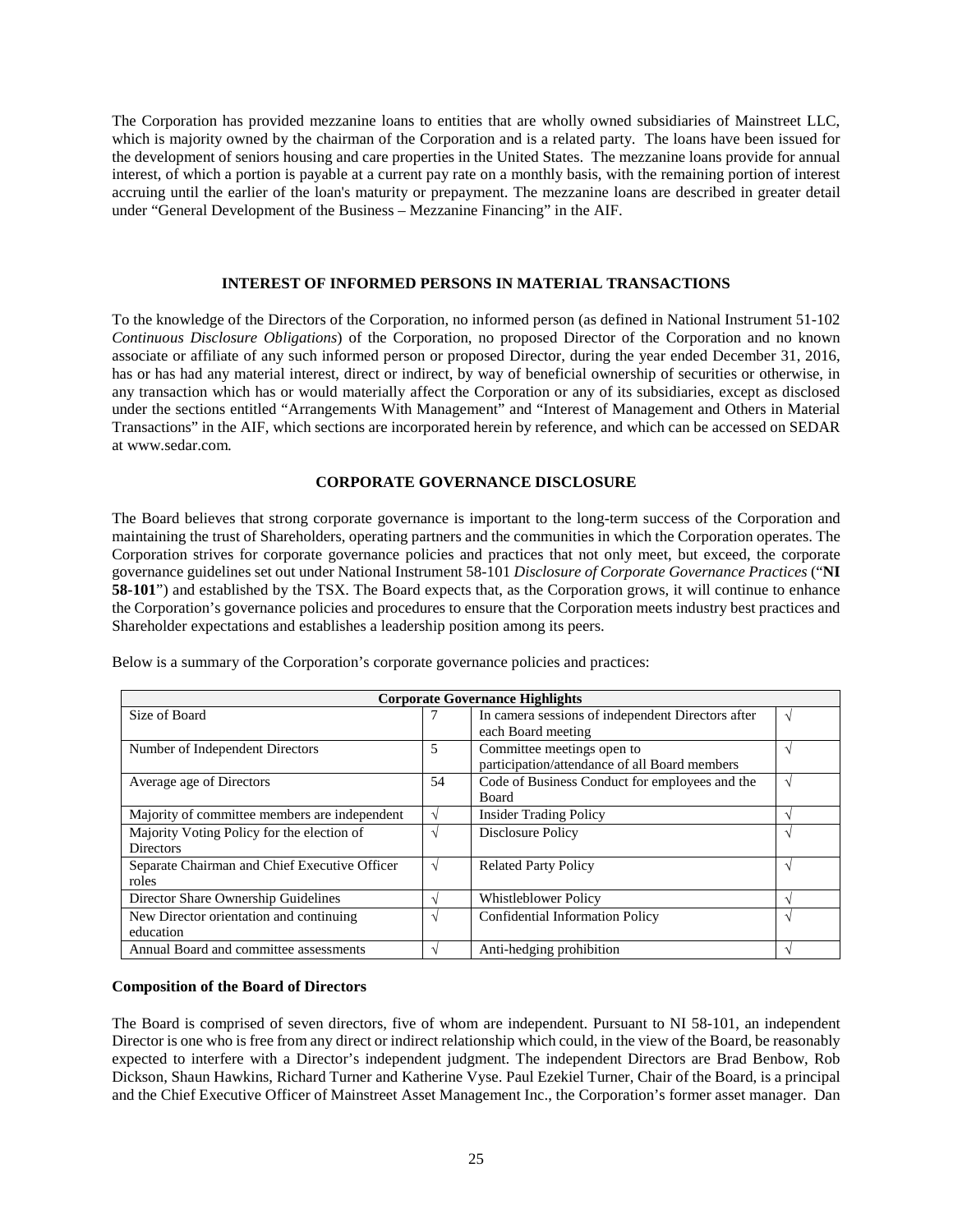The Corporation has provided mezzanine loans to entities that are wholly owned subsidiaries of Mainstreet LLC, which is majority owned by the chairman of the Corporation and is a related party. The loans have been issued for the development of seniors housing and care properties in the United States. The mezzanine loans provide for annual interest, of which a portion is payable at a current pay rate on a monthly basis, with the remaining portion of interest accruing until the earlier of the loan's maturity or prepayment. The mezzanine loans are described in greater detail under "General Development of the Business – Mezzanine Financing" in the AIF.

## INTEREST OF INFORMED PERSONS IN MATERIAL TRANSACTIONS

To the knowledge of the Directors of the Corporation, no informed person (as defined in National Instrument 51-102 *Continuous Disclosure Obligations*) of the Corporation, no proposed Director of the Corporation and no known associate or affiliate of any such informed person or proposed Director, during the year ended December 31, 2016, has or has had any material interest, direct or indirect, by way of beneficial ownership of securities or otherwise, in any transaction which has or would materially affect the Corporation or any of its subsidiaries, except as disclosed under the sections entitled "Arrangements With Management" and "Interest of Management and Others in Material Transactions" in the AIF, which sections are incorporated herein by reference, and which can be accessed on SEDAR at www.sedar.com.

## CORPORATE GOVERNANCE DISCLOSURE

The Board believes that strong corporate governance is important to the long-term success of the Corporation and maintaining the trust of Shareholders, operating partners and the communities in which the Corporation operates. The Corporation strives for corporate governance policies and practices that not only meet, but exceed, the corporate governance guidelines set out under National Instrument 58-101 *Disclosure of Corporate Governance Practices* ("**NI 58-101**") and established by the TSX. The Board expects that, as the Corporation grows, it will continue to enhance the Corporation's governance policies and procedures to ensure that the Corporation meets industry best practices and Shareholder expectations and establishes a leadership position among its peers.

Below is a summary of the Corporation's corporate governance policies and practices:

| **Corporate Governance Highlights** | | | |
|---|---|---|---|
| Size of Board | 7 | In camera sessions of independent Directors after each Board meeting | √ |
| Number of Independent Directors | 5 | Committee meetings open to participation/attendance of all Board members | √ |
| Average age of Directors | 54 | Code of Business Conduct for employees and the Board | √ |
| Majority of committee members are independent | √ | Insider Trading Policy | √ |
| Majority Voting Policy for the election of Directors | √ | Disclosure Policy | √ |
| Separate Chairman and Chief Executive Officer roles | √ | Related Party Policy | √ |
| Director Share Ownership Guidelines | √ | Whistleblower Policy | √ |
| New Director orientation and continuing education | √ | Confidential Information Policy | √ |
| Annual Board and committee assessments | √ | Anti-hedging prohibition | √ |

### Composition of the Board of Directors

The Board is comprised of seven directors, five of whom are independent. Pursuant to NI 58-101, an independent Director is one who is free from any direct or indirect relationship which could, in the view of the Board, be reasonably expected to interfere with a Director's independent judgment. The independent Directors are Brad Benbow, Rob Dickson, Shaun Hawkins, Richard Turner and Katherine Vyse. Paul Ezekiel Turner, Chair of the Board, is a principal and the Chief Executive Officer of Mainstreet Asset Management Inc., the Corporation's former asset manager. Dan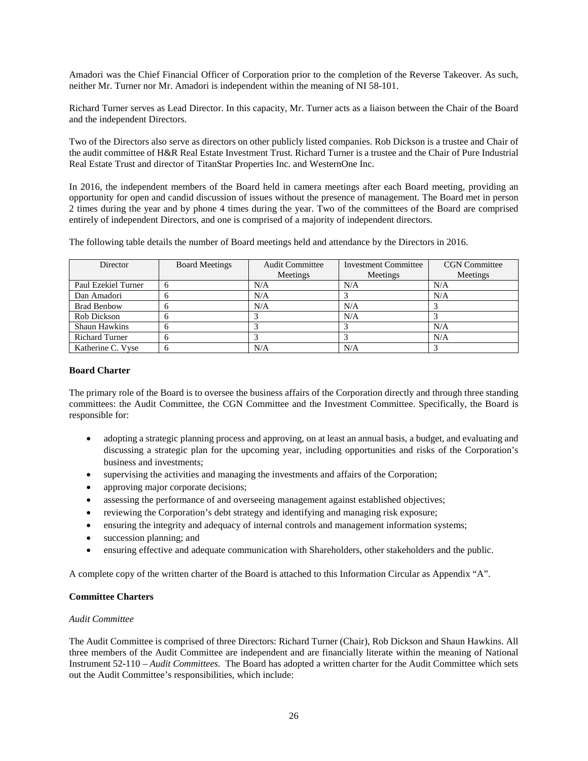Amadori was the Chief Financial Officer of Corporation prior to the completion of the Reverse Takeover. As such, neither Mr. Turner nor Mr. Amadori is independent within the meaning of NI 58-101.

Richard Turner serves as Lead Director. In this capacity, Mr. Turner acts as a liaison between the Chair of the Board and the independent Directors.

Two of the Directors also serve as directors on other publicly listed companies. Rob Dickson is a trustee and Chair of the audit committee of H&R Real Estate Investment Trust. Richard Turner is a trustee and the Chair of Pure Industrial Real Estate Trust and director of TitanStar Properties Inc. and WesternOne Inc.

In 2016, the independent members of the Board held in camera meetings after each Board meeting, providing an opportunity for open and candid discussion of issues without the presence of management. The Board met in person 2 times during the year and by phone 4 times during the year. Two of the committees of the Board are comprised entirely of independent Directors, and one is comprised of a majority of independent directors.

The following table details the number of Board meetings held and attendance by the Directors in 2016.

| Director | Board Meetings | Audit Committee Meetings | Investment Committee Meetings | CGN Committee Meetings |
|---|---|---|---|---|
| Paul Ezekiel Turner | 6 | N/A | N/A | N/A |
| Dan Amadori | 6 | N/A | 3 | N/A |
| Brad Benbow | 6 | N/A | N/A | 3 |
| Rob Dickson | 6 | 3 | N/A | 3 |
| Shaun Hawkins | 6 | 3 | 3 | N/A |
| Richard Turner | 6 | 3 | 3 | N/A |
| Katherine C. Vyse | 6 | N/A | N/A | 3 |

**Board Charter**

The primary role of the Board is to oversee the business affairs of the Corporation directly and through three standing committees: the Audit Committee, the CGN Committee and the Investment Committee. Specifically, the Board is responsible for:

- adopting a strategic planning process and approving, on at least an annual basis, a budget, and evaluating and discussing a strategic plan for the upcoming year, including opportunities and risks of the Corporation's business and investments;
- supervising the activities and managing the investments and affairs of the Corporation;
- approving major corporate decisions;
- assessing the performance of and overseeing management against established objectives;
- reviewing the Corporation's debt strategy and identifying and managing risk exposure;
- ensuring the integrity and adequacy of internal controls and management information systems;
- succession planning; and
- ensuring effective and adequate communication with Shareholders, other stakeholders and the public.

A complete copy of the written charter of the Board is attached to this Information Circular as Appendix "A".

**Committee Charters**

*Audit Committee*

The Audit Committee is comprised of three Directors: Richard Turner (Chair), Rob Dickson and Shaun Hawkins. All three members of the Audit Committee are independent and are financially literate within the meaning of National Instrument 52-110 – *Audit Committees*. The Board has adopted a written charter for the Audit Committee which sets out the Audit Committee's responsibilities, which include: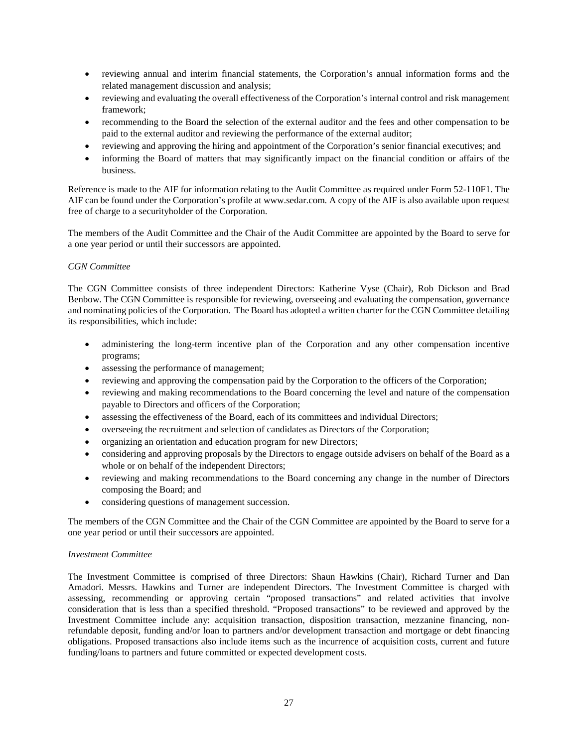- reviewing annual and interim financial statements, the Corporation's annual information forms and the related management discussion and analysis;
- reviewing and evaluating the overall effectiveness of the Corporation's internal control and risk management framework;
- recommending to the Board the selection of the external auditor and the fees and other compensation to be paid to the external auditor and reviewing the performance of the external auditor;
- reviewing and approving the hiring and appointment of the Corporation's senior financial executives; and
- informing the Board of matters that may significantly impact on the financial condition or affairs of the business.

Reference is made to the AIF for information relating to the Audit Committee as required under Form 52-110F1. The AIF can be found under the Corporation's profile at www.sedar.com. A copy of the AIF is also available upon request free of charge to a securityholder of the Corporation.

The members of the Audit Committee and the Chair of the Audit Committee are appointed by the Board to serve for a one year period or until their successors are appointed.

*CGN Committee*

The CGN Committee consists of three independent Directors: Katherine Vyse (Chair), Rob Dickson and Brad Benbow. The CGN Committee is responsible for reviewing, overseeing and evaluating the compensation, governance and nominating policies of the Corporation. The Board has adopted a written charter for the CGN Committee detailing its responsibilities, which include:

- administering the long-term incentive plan of the Corporation and any other compensation incentive programs;
- assessing the performance of management;
- reviewing and approving the compensation paid by the Corporation to the officers of the Corporation;
- reviewing and making recommendations to the Board concerning the level and nature of the compensation payable to Directors and officers of the Corporation;
- assessing the effectiveness of the Board, each of its committees and individual Directors;
- overseeing the recruitment and selection of candidates as Directors of the Corporation;
- organizing an orientation and education program for new Directors;
- considering and approving proposals by the Directors to engage outside advisers on behalf of the Board as a whole or on behalf of the independent Directors;
- reviewing and making recommendations to the Board concerning any change in the number of Directors composing the Board; and
- considering questions of management succession.

The members of the CGN Committee and the Chair of the CGN Committee are appointed by the Board to serve for a one year period or until their successors are appointed.

*Investment Committee*

The Investment Committee is comprised of three Directors: Shaun Hawkins (Chair), Richard Turner and Dan Amadori. Messrs. Hawkins and Turner are independent Directors. The Investment Committee is charged with assessing, recommending or approving certain "proposed transactions" and related activities that involve consideration that is less than a specified threshold. "Proposed transactions" to be reviewed and approved by the Investment Committee include any: acquisition transaction, disposition transaction, mezzanine financing, non-refundable deposit, funding and/or loan to partners and/or development transaction and mortgage or debt financing obligations. Proposed transactions also include items such as the incurrence of acquisition costs, current and future funding/loans to partners and future committed or expected development costs.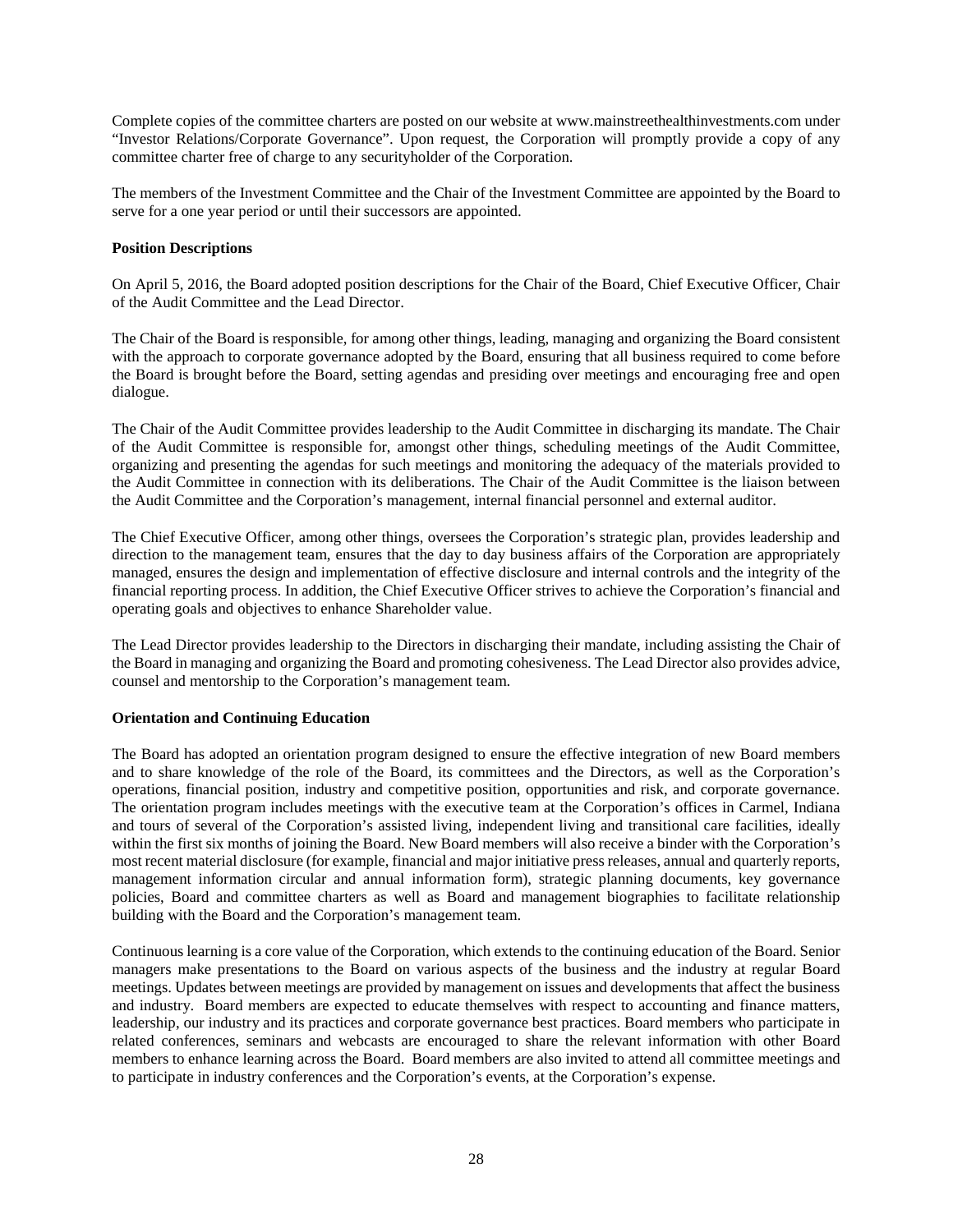Complete copies of the committee charters are posted on our website at www.mainstreethealthinvestments.com under "Investor Relations/Corporate Governance". Upon request, the Corporation will promptly provide a copy of any committee charter free of charge to any securityholder of the Corporation.

The members of the Investment Committee and the Chair of the Investment Committee are appointed by the Board to serve for a one year period or until their successors are appointed.

**Position Descriptions**

On April 5, 2016, the Board adopted position descriptions for the Chair of the Board, Chief Executive Officer, Chair of the Audit Committee and the Lead Director.

The Chair of the Board is responsible, for among other things, leading, managing and organizing the Board consistent with the approach to corporate governance adopted by the Board, ensuring that all business required to come before the Board is brought before the Board, setting agendas and presiding over meetings and encouraging free and open dialogue.

The Chair of the Audit Committee provides leadership to the Audit Committee in discharging its mandate. The Chair of the Audit Committee is responsible for, amongst other things, scheduling meetings of the Audit Committee, organizing and presenting the agendas for such meetings and monitoring the adequacy of the materials provided to the Audit Committee in connection with its deliberations. The Chair of the Audit Committee is the liaison between the Audit Committee and the Corporation's management, internal financial personnel and external auditor.

The Chief Executive Officer, among other things, oversees the Corporation's strategic plan, provides leadership and direction to the management team, ensures that the day to day business affairs of the Corporation are appropriately managed, ensures the design and implementation of effective disclosure and internal controls and the integrity of the financial reporting process. In addition, the Chief Executive Officer strives to achieve the Corporation's financial and operating goals and objectives to enhance Shareholder value.

The Lead Director provides leadership to the Directors in discharging their mandate, including assisting the Chair of the Board in managing and organizing the Board and promoting cohesiveness. The Lead Director also provides advice, counsel and mentorship to the Corporation's management team.

**Orientation and Continuing Education**

The Board has adopted an orientation program designed to ensure the effective integration of new Board members and to share knowledge of the role of the Board, its committees and the Directors, as well as the Corporation's operations, financial position, industry and competitive position, opportunities and risk, and corporate governance. The orientation program includes meetings with the executive team at the Corporation's offices in Carmel, Indiana and tours of several of the Corporation's assisted living, independent living and transitional care facilities, ideally within the first six months of joining the Board. New Board members will also receive a binder with the Corporation's most recent material disclosure (for example, financial and major initiative press releases, annual and quarterly reports, management information circular and annual information form), strategic planning documents, key governance policies, Board and committee charters as well as Board and management biographies to facilitate relationship building with the Board and the Corporation's management team.

Continuous learning is a core value of the Corporation, which extends to the continuing education of the Board. Senior managers make presentations to the Board on various aspects of the business and the industry at regular Board meetings. Updates between meetings are provided by management on issues and developments that affect the business and industry. Board members are expected to educate themselves with respect to accounting and finance matters, leadership, our industry and its practices and corporate governance best practices. Board members who participate in related conferences, seminars and webcasts are encouraged to share the relevant information with other Board members to enhance learning across the Board. Board members are also invited to attend all committee meetings and to participate in industry conferences and the Corporation's events, at the Corporation's expense.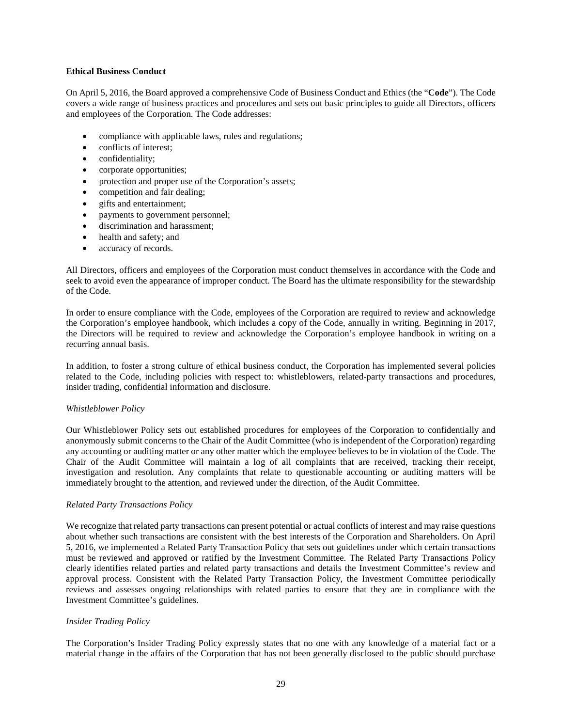**Ethical Business Conduct**

On April 5, 2016, the Board approved a comprehensive Code of Business Conduct and Ethics (the "**Code**"). The Code covers a wide range of business practices and procedures and sets out basic principles to guide all Directors, officers and employees of the Corporation. The Code addresses:

- compliance with applicable laws, rules and regulations;
- conflicts of interest;
- confidentiality;
- corporate opportunities;
- protection and proper use of the Corporation's assets;
- competition and fair dealing;
- gifts and entertainment;
- payments to government personnel;
- discrimination and harassment;
- health and safety; and
- accuracy of records.

All Directors, officers and employees of the Corporation must conduct themselves in accordance with the Code and seek to avoid even the appearance of improper conduct. The Board has the ultimate responsibility for the stewardship of the Code.

In order to ensure compliance with the Code, employees of the Corporation are required to review and acknowledge the Corporation's employee handbook, which includes a copy of the Code, annually in writing. Beginning in 2017, the Directors will be required to review and acknowledge the Corporation's employee handbook in writing on a recurring annual basis.

In addition, to foster a strong culture of ethical business conduct, the Corporation has implemented several policies related to the Code, including policies with respect to: whistleblowers, related-party transactions and procedures, insider trading, confidential information and disclosure.

*Whistleblower Policy*

Our Whistleblower Policy sets out established procedures for employees of the Corporation to confidentially and anonymously submit concerns to the Chair of the Audit Committee (who is independent of the Corporation) regarding any accounting or auditing matter or any other matter which the employee believes to be in violation of the Code. The Chair of the Audit Committee will maintain a log of all complaints that are received, tracking their receipt, investigation and resolution. Any complaints that relate to questionable accounting or auditing matters will be immediately brought to the attention, and reviewed under the direction, of the Audit Committee.

*Related Party Transactions Policy*

We recognize that related party transactions can present potential or actual conflicts of interest and may raise questions about whether such transactions are consistent with the best interests of the Corporation and Shareholders. On April 5, 2016, we implemented a Related Party Transaction Policy that sets out guidelines under which certain transactions must be reviewed and approved or ratified by the Investment Committee. The Related Party Transactions Policy clearly identifies related parties and related party transactions and details the Investment Committee's review and approval process. Consistent with the Related Party Transaction Policy, the Investment Committee periodically reviews and assesses ongoing relationships with related parties to ensure that they are in compliance with the Investment Committee's guidelines.

*Insider Trading Policy*

The Corporation's Insider Trading Policy expressly states that no one with any knowledge of a material fact or a material change in the affairs of the Corporation that has not been generally disclosed to the public should purchase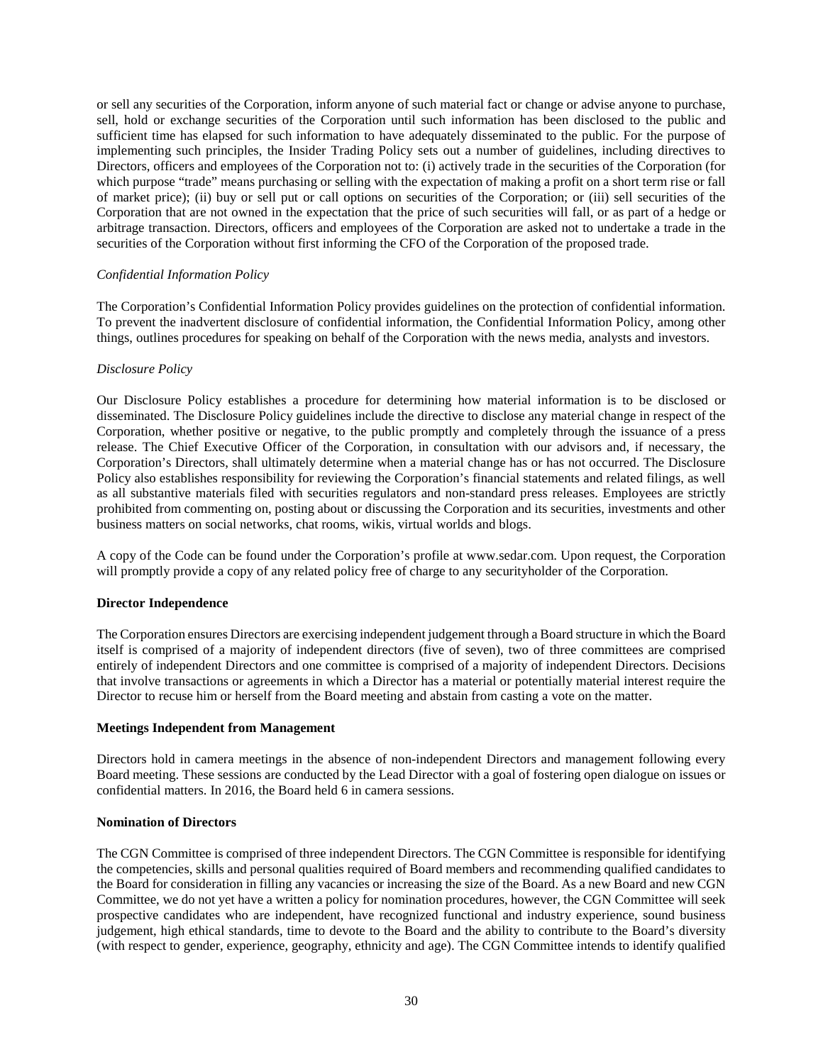or sell any securities of the Corporation, inform anyone of such material fact or change or advise anyone to purchase, sell, hold or exchange securities of the Corporation until such information has been disclosed to the public and sufficient time has elapsed for such information to have adequately disseminated to the public. For the purpose of implementing such principles, the Insider Trading Policy sets out a number of guidelines, including directives to Directors, officers and employees of the Corporation not to: (i) actively trade in the securities of the Corporation (for which purpose "trade" means purchasing or selling with the expectation of making a profit on a short term rise or fall of market price); (ii) buy or sell put or call options on securities of the Corporation; or (iii) sell securities of the Corporation that are not owned in the expectation that the price of such securities will fall, or as part of a hedge or arbitrage transaction. Directors, officers and employees of the Corporation are asked not to undertake a trade in the securities of the Corporation without first informing the CFO of the Corporation of the proposed trade.

*Confidential Information Policy*

The Corporation's Confidential Information Policy provides guidelines on the protection of confidential information. To prevent the inadvertent disclosure of confidential information, the Confidential Information Policy, among other things, outlines procedures for speaking on behalf of the Corporation with the news media, analysts and investors.

*Disclosure Policy*

Our Disclosure Policy establishes a procedure for determining how material information is to be disclosed or disseminated. The Disclosure Policy guidelines include the directive to disclose any material change in respect of the Corporation, whether positive or negative, to the public promptly and completely through the issuance of a press release. The Chief Executive Officer of the Corporation, in consultation with our advisors and, if necessary, the Corporation's Directors, shall ultimately determine when a material change has or has not occurred. The Disclosure Policy also establishes responsibility for reviewing the Corporation's financial statements and related filings, as well as all substantive materials filed with securities regulators and non-standard press releases. Employees are strictly prohibited from commenting on, posting about or discussing the Corporation and its securities, investments and other business matters on social networks, chat rooms, wikis, virtual worlds and blogs.

A copy of the Code can be found under the Corporation's profile at www.sedar.com. Upon request, the Corporation will promptly provide a copy of any related policy free of charge to any securityholder of the Corporation.

**Director Independence**

The Corporation ensures Directors are exercising independent judgement through a Board structure in which the Board itself is comprised of a majority of independent directors (five of seven), two of three committees are comprised entirely of independent Directors and one committee is comprised of a majority of independent Directors. Decisions that involve transactions or agreements in which a Director has a material or potentially material interest require the Director to recuse him or herself from the Board meeting and abstain from casting a vote on the matter.

**Meetings Independent from Management**

Directors hold in camera meetings in the absence of non-independent Directors and management following every Board meeting. These sessions are conducted by the Lead Director with a goal of fostering open dialogue on issues or confidential matters. In 2016, the Board held 6 in camera sessions.

**Nomination of Directors**

The CGN Committee is comprised of three independent Directors. The CGN Committee is responsible for identifying the competencies, skills and personal qualities required of Board members and recommending qualified candidates to the Board for consideration in filling any vacancies or increasing the size of the Board. As a new Board and new CGN Committee, we do not yet have a written a policy for nomination procedures, however, the CGN Committee will seek prospective candidates who are independent, have recognized functional and industry experience, sound business judgement, high ethical standards, time to devote to the Board and the ability to contribute to the Board's diversity (with respect to gender, experience, geography, ethnicity and age). The CGN Committee intends to identify qualified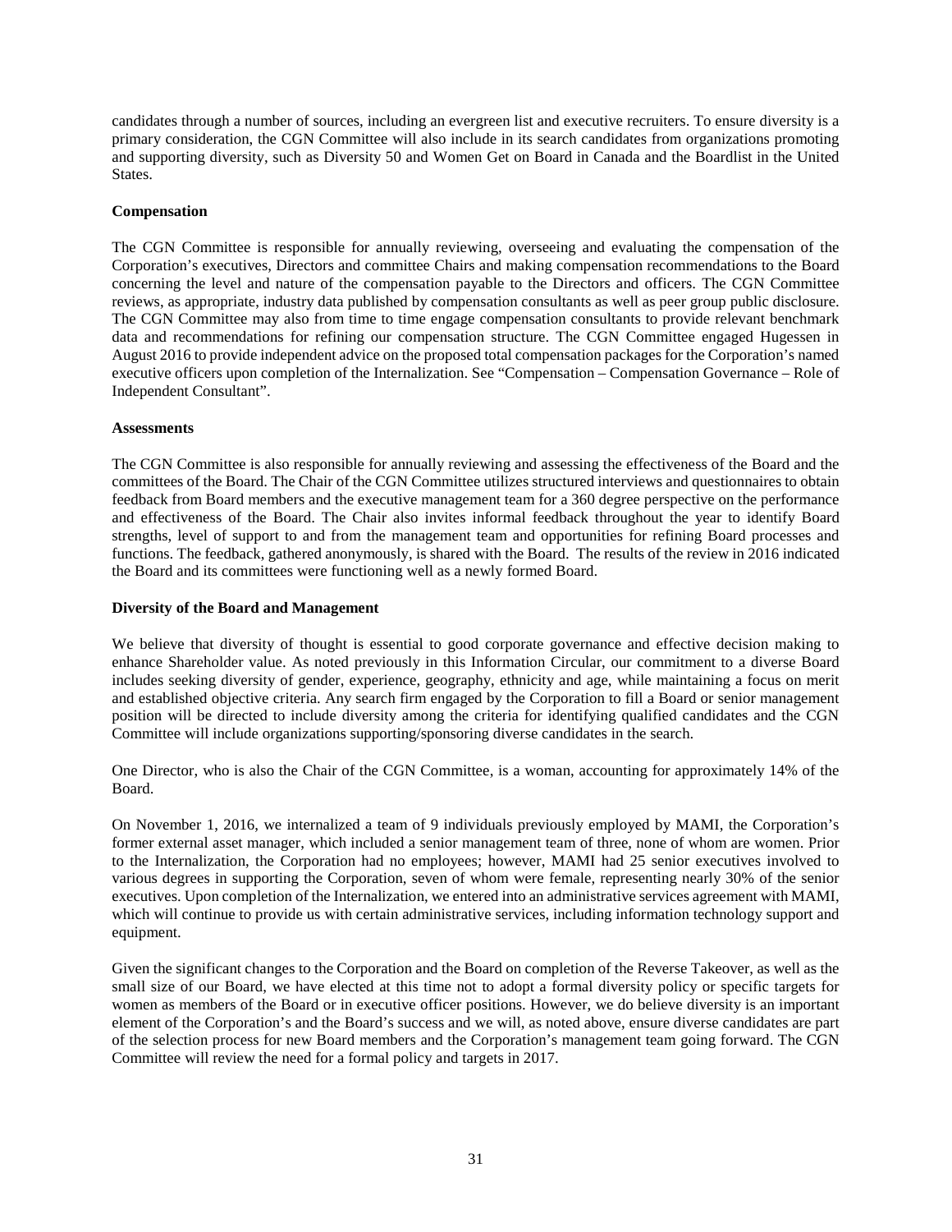candidates through a number of sources, including an evergreen list and executive recruiters. To ensure diversity is a primary consideration, the CGN Committee will also include in its search candidates from organizations promoting and supporting diversity, such as Diversity 50 and Women Get on Board in Canada and the Boardlist in the United States.

**Compensation**

The CGN Committee is responsible for annually reviewing, overseeing and evaluating the compensation of the Corporation's executives, Directors and committee Chairs and making compensation recommendations to the Board concerning the level and nature of the compensation payable to the Directors and officers. The CGN Committee reviews, as appropriate, industry data published by compensation consultants as well as peer group public disclosure. The CGN Committee may also from time to time engage compensation consultants to provide relevant benchmark data and recommendations for refining our compensation structure. The CGN Committee engaged Hugessen in August 2016 to provide independent advice on the proposed total compensation packages for the Corporation's named executive officers upon completion of the Internalization. See "Compensation – Compensation Governance – Role of Independent Consultant".

**Assessments**

The CGN Committee is also responsible for annually reviewing and assessing the effectiveness of the Board and the committees of the Board. The Chair of the CGN Committee utilizes structured interviews and questionnaires to obtain feedback from Board members and the executive management team for a 360 degree perspective on the performance and effectiveness of the Board. The Chair also invites informal feedback throughout the year to identify Board strengths, level of support to and from the management team and opportunities for refining Board processes and functions. The feedback, gathered anonymously, is shared with the Board. The results of the review in 2016 indicated the Board and its committees were functioning well as a newly formed Board.

**Diversity of the Board and Management**

We believe that diversity of thought is essential to good corporate governance and effective decision making to enhance Shareholder value. As noted previously in this Information Circular, our commitment to a diverse Board includes seeking diversity of gender, experience, geography, ethnicity and age, while maintaining a focus on merit and established objective criteria. Any search firm engaged by the Corporation to fill a Board or senior management position will be directed to include diversity among the criteria for identifying qualified candidates and the CGN Committee will include organizations supporting/sponsoring diverse candidates in the search.

One Director, who is also the Chair of the CGN Committee, is a woman, accounting for approximately 14% of the Board.

On November 1, 2016, we internalized a team of 9 individuals previously employed by MAMI, the Corporation's former external asset manager, which included a senior management team of three, none of whom are women. Prior to the Internalization, the Corporation had no employees; however, MAMI had 25 senior executives involved to various degrees in supporting the Corporation, seven of whom were female, representing nearly 30% of the senior executives. Upon completion of the Internalization, we entered into an administrative services agreement with MAMI, which will continue to provide us with certain administrative services, including information technology support and equipment.

Given the significant changes to the Corporation and the Board on completion of the Reverse Takeover, as well as the small size of our Board, we have elected at this time not to adopt a formal diversity policy or specific targets for women as members of the Board or in executive officer positions. However, we do believe diversity is an important element of the Corporation's and the Board's success and we will, as noted above, ensure diverse candidates are part of the selection process for new Board members and the Corporation's management team going forward. The CGN Committee will review the need for a formal policy and targets in 2017.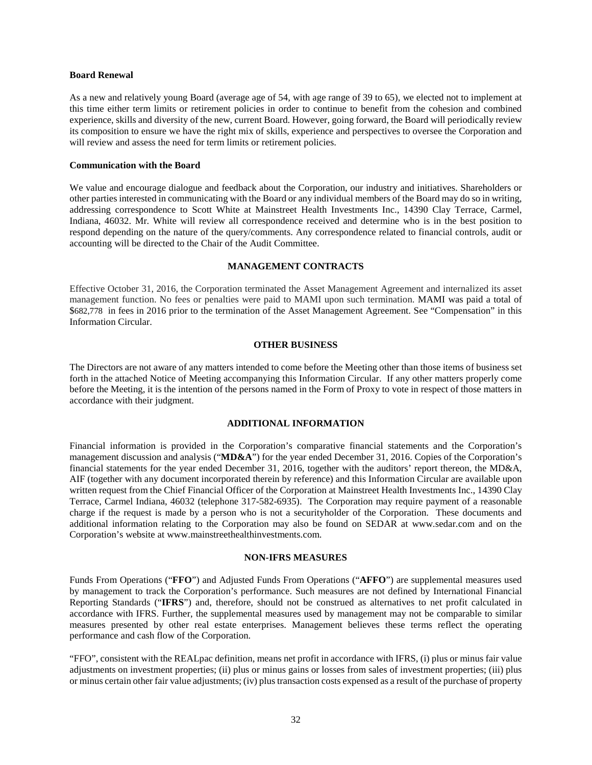**Board Renewal**

As a new and relatively young Board (average age of 54, with age range of 39 to 65), we elected not to implement at this time either term limits or retirement policies in order to continue to benefit from the cohesion and combined experience, skills and diversity of the new, current Board. However, going forward, the Board will periodically review its composition to ensure we have the right mix of skills, experience and perspectives to oversee the Corporation and will review and assess the need for term limits or retirement policies.

**Communication with the Board**

We value and encourage dialogue and feedback about the Corporation, our industry and initiatives. Shareholders or other parties interested in communicating with the Board or any individual members of the Board may do so in writing, addressing correspondence to Scott White at Mainstreet Health Investments Inc., 14390 Clay Terrace, Carmel, Indiana, 46032. Mr. White will review all correspondence received and determine who is in the best position to respond depending on the nature of the query/comments. Any correspondence related to financial controls, audit or accounting will be directed to the Chair of the Audit Committee.

## MANAGEMENT CONTRACTS

Effective October 31, 2016, the Corporation terminated the Asset Management Agreement and internalized its asset management function. No fees or penalties were paid to MAMI upon such termination. MAMI was paid a total of $682,778 in fees in 2016 prior to the termination of the Asset Management Agreement. See "Compensation" in this Information Circular.

## OTHER BUSINESS

The Directors are not aware of any matters intended to come before the Meeting other than those items of business set forth in the attached Notice of Meeting accompanying this Information Circular. If any other matters properly come before the Meeting, it is the intention of the persons named in the Form of Proxy to vote in respect of those matters in accordance with their judgment.

## ADDITIONAL INFORMATION

Financial information is provided in the Corporation's comparative financial statements and the Corporation's management discussion and analysis ("**MD&A**") for the year ended December 31, 2016. Copies of the Corporation's financial statements for the year ended December 31, 2016, together with the auditors' report thereon, the MD&A, AIF (together with any document incorporated therein by reference) and this Information Circular are available upon written request from the Chief Financial Officer of the Corporation at Mainstreet Health Investments Inc., 14390 Clay Terrace, Carmel Indiana, 46032 (telephone 317-582-6935). The Corporation may require payment of a reasonable charge if the request is made by a person who is not a securityholder of the Corporation. These documents and additional information relating to the Corporation may also be found on SEDAR at www.sedar.com and on the Corporation's website at www.mainstreethealthinvestments.com.

## NON-IFRS MEASURES

Funds From Operations ("**FFO**") and Adjusted Funds From Operations ("**AFFO**") are supplemental measures used by management to track the Corporation's performance. Such measures are not defined by International Financial Reporting Standards ("**IFRS**") and, therefore, should not be construed as alternatives to net profit calculated in accordance with IFRS. Further, the supplemental measures used by management may not be comparable to similar measures presented by other real estate enterprises. Management believes these terms reflect the operating performance and cash flow of the Corporation.

"FFO", consistent with the REALpac definition, means net profit in accordance with IFRS, (i) plus or minus fair value adjustments on investment properties; (ii) plus or minus gains or losses from sales of investment properties; (iii) plus or minus certain other fair value adjustments; (iv) plus transaction costs expensed as a result of the purchase of property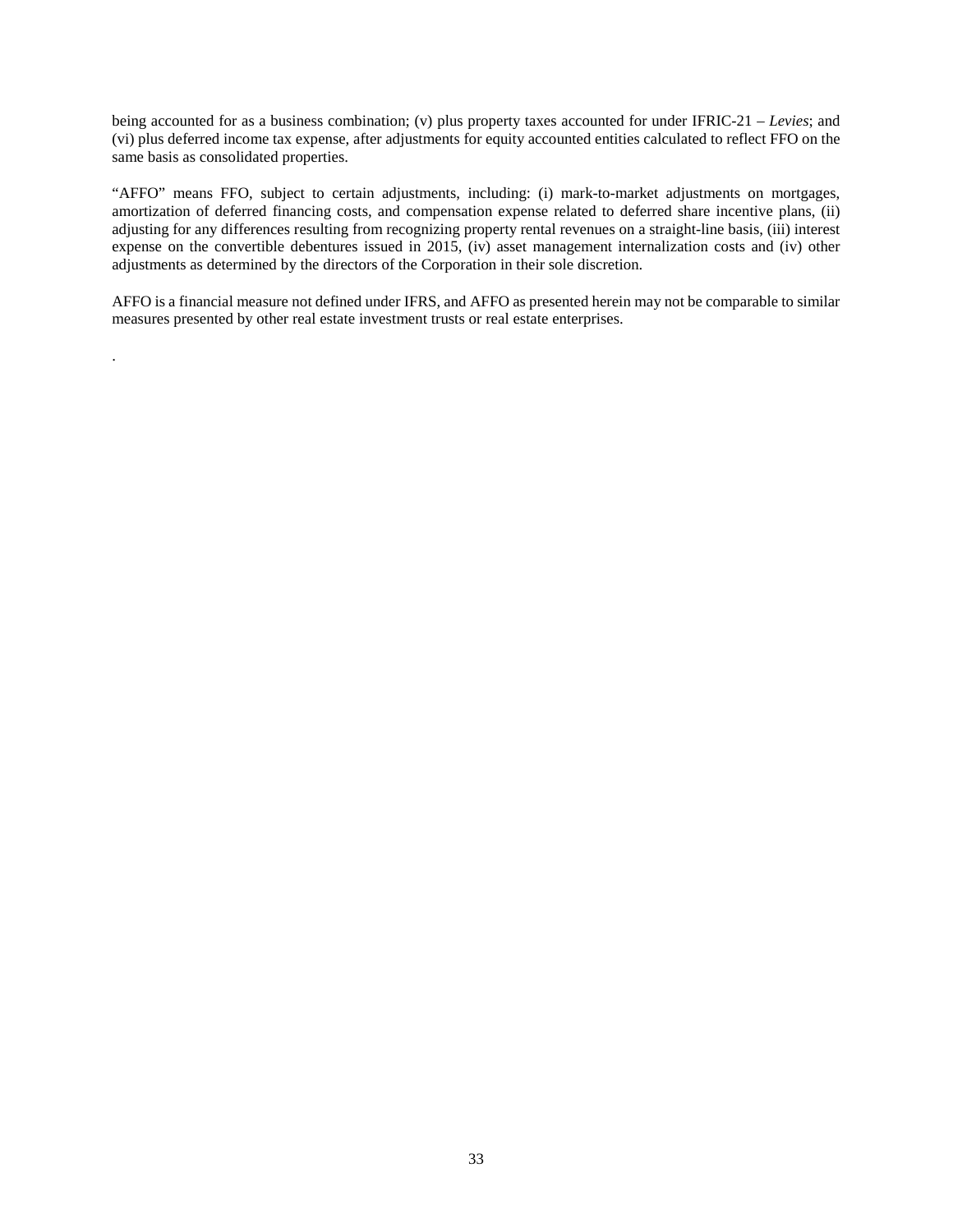being accounted for as a business combination; (v) plus property taxes accounted for under IFRIC-21 – *Levies*; and (vi) plus deferred income tax expense, after adjustments for equity accounted entities calculated to reflect FFO on the same basis as consolidated properties.

"AFFO" means FFO, subject to certain adjustments, including: (i) mark-to-market adjustments on mortgages, amortization of deferred financing costs, and compensation expense related to deferred share incentive plans, (ii) adjusting for any differences resulting from recognizing property rental revenues on a straight-line basis, (iii) interest expense on the convertible debentures issued in 2015, (iv) asset management internalization costs and (iv) other adjustments as determined by the directors of the Corporation in their sole discretion.

AFFO is a financial measure not defined under IFRS, and AFFO as presented herein may not be comparable to similar measures presented by other real estate investment trusts or real estate enterprises.

.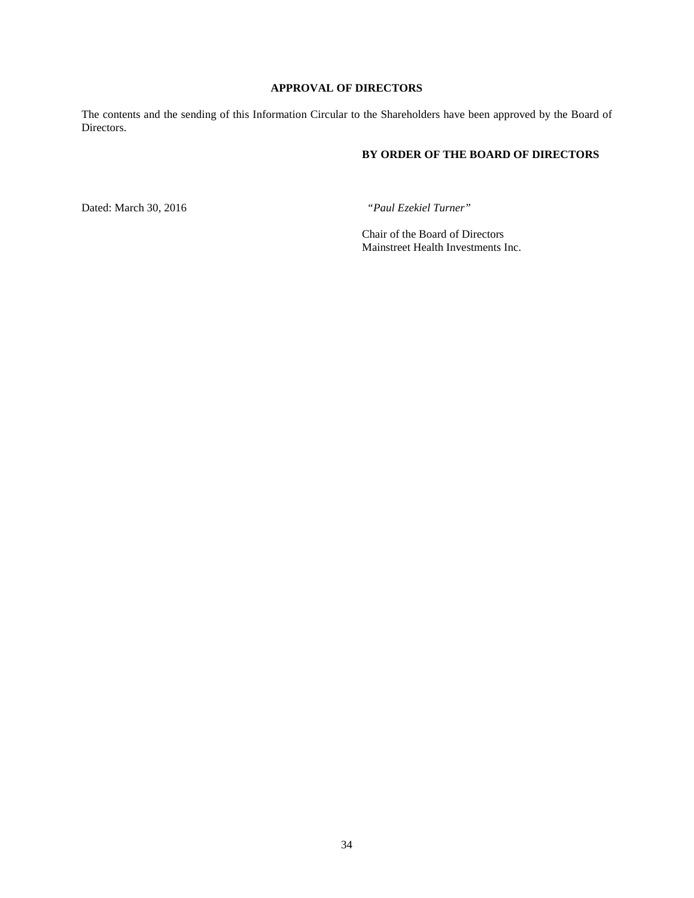## APPROVAL OF DIRECTORS

The contents and the sending of this Information Circular to the Shareholders have been approved by the Board of Directors.

**BY ORDER OF THE BOARD OF DIRECTORS**

Dated: March 30, 2016

*"Paul Ezekiel Turner"*

Chair of the Board of Directors
Mainstreet Health Investments Inc.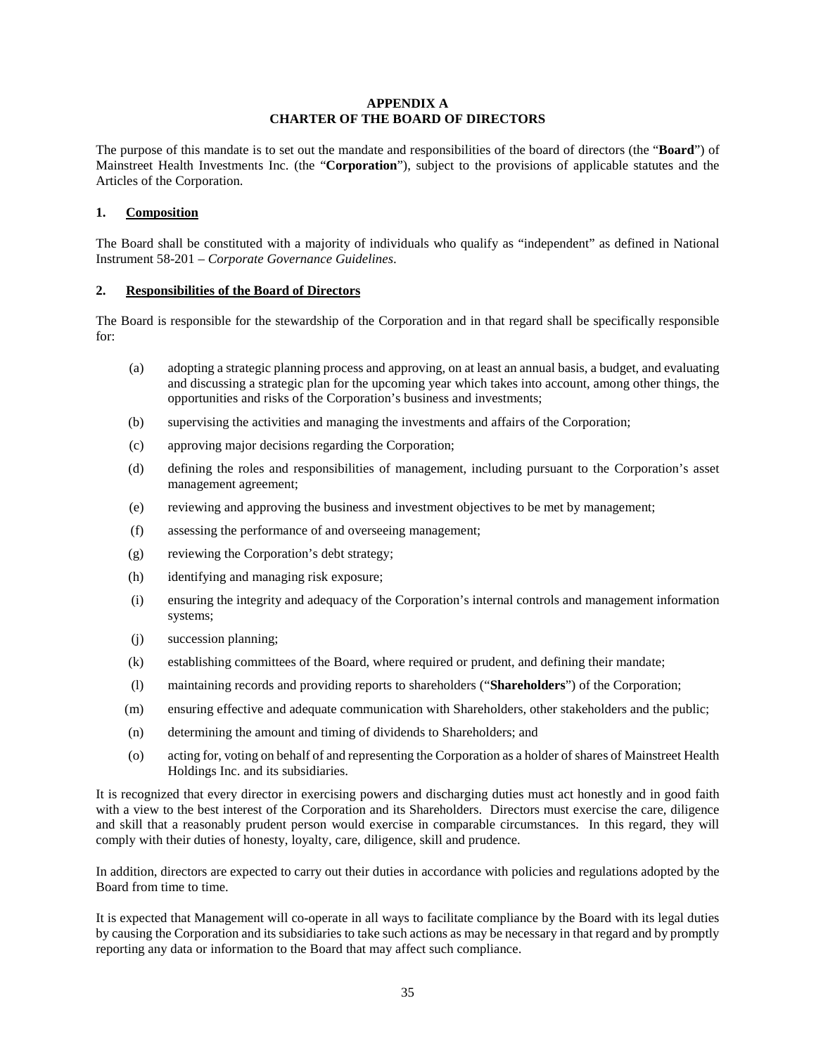# APPENDIX A
# CHARTER OF THE BOARD OF DIRECTORS

The purpose of this mandate is to set out the mandate and responsibilities of the board of directors (the "**Board**") of Mainstreet Health Investments Inc. (the "**Corporation**"), subject to the provisions of applicable statutes and the Articles of the Corporation.

## 1. Composition

The Board shall be constituted with a majority of individuals who qualify as "independent" as defined in National Instrument 58-201 – *Corporate Governance Guidelines*.

## 2. Responsibilities of the Board of Directors

The Board is responsible for the stewardship of the Corporation and in that regard shall be specifically responsible for:

(a) adopting a strategic planning process and approving, on at least an annual basis, a budget, and evaluating and discussing a strategic plan for the upcoming year which takes into account, among other things, the opportunities and risks of the Corporation's business and investments;

(b) supervising the activities and managing the investments and affairs of the Corporation;

(c) approving major decisions regarding the Corporation;

(d) defining the roles and responsibilities of management, including pursuant to the Corporation's asset management agreement;

(e) reviewing and approving the business and investment objectives to be met by management;

(f) assessing the performance of and overseeing management;

(g) reviewing the Corporation's debt strategy;

(h) identifying and managing risk exposure;

(i) ensuring the integrity and adequacy of the Corporation's internal controls and management information systems;

(j) succession planning;

(k) establishing committees of the Board, where required or prudent, and defining their mandate;

(l) maintaining records and providing reports to shareholders ("**Shareholders**") of the Corporation;

(m) ensuring effective and adequate communication with Shareholders, other stakeholders and the public;

(n) determining the amount and timing of dividends to Shareholders; and

(o) acting for, voting on behalf of and representing the Corporation as a holder of shares of Mainstreet Health Holdings Inc. and its subsidiaries.

It is recognized that every director in exercising powers and discharging duties must act honestly and in good faith with a view to the best interest of the Corporation and its Shareholders. Directors must exercise the care, diligence and skill that a reasonably prudent person would exercise in comparable circumstances. In this regard, they will comply with their duties of honesty, loyalty, care, diligence, skill and prudence.

In addition, directors are expected to carry out their duties in accordance with policies and regulations adopted by the Board from time to time.

It is expected that Management will co-operate in all ways to facilitate compliance by the Board with its legal duties by causing the Corporation and its subsidiaries to take such actions as may be necessary in that regard and by promptly reporting any data or information to the Board that may affect such compliance.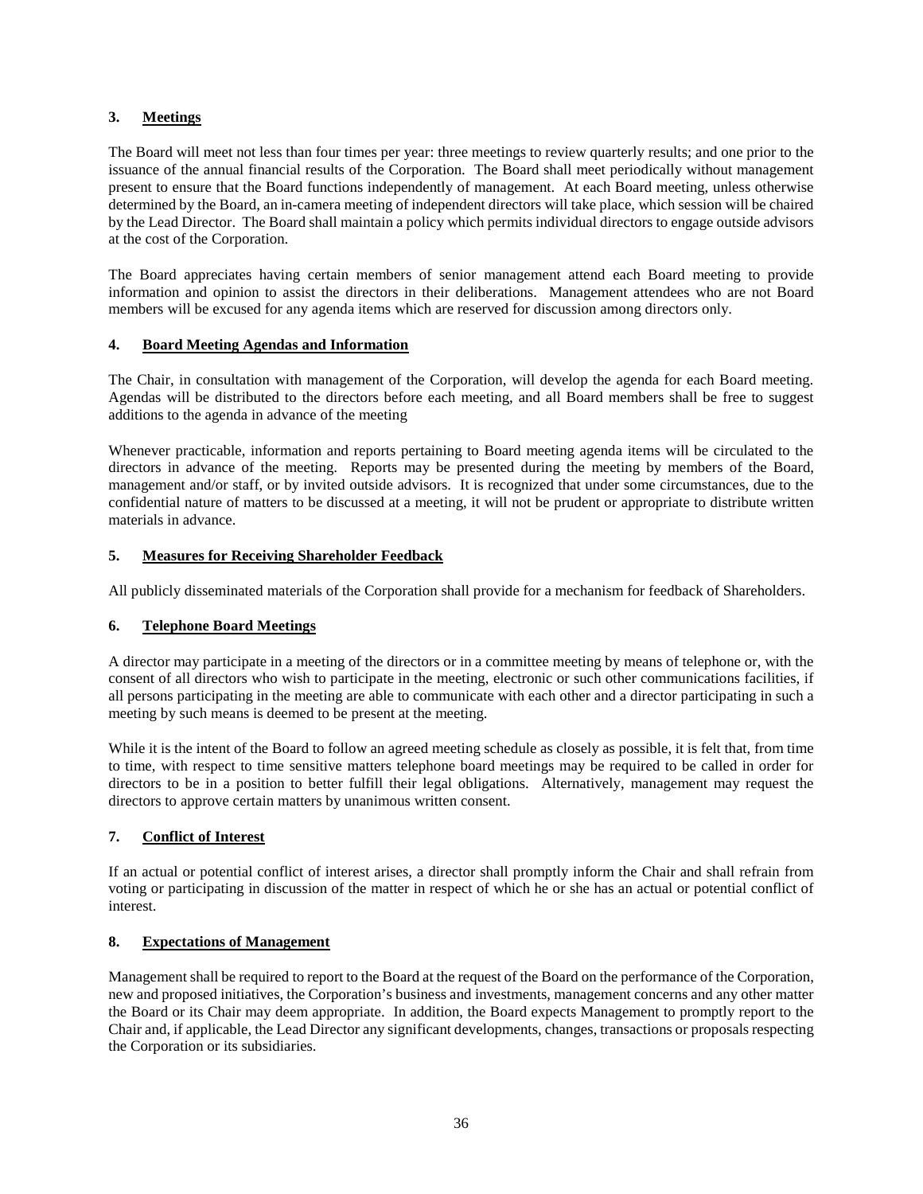### 3. Meetings

The Board will meet not less than four times per year: three meetings to review quarterly results; and one prior to the issuance of the annual financial results of the Corporation. The Board shall meet periodically without management present to ensure that the Board functions independently of management. At each Board meeting, unless otherwise determined by the Board, an in-camera meeting of independent directors will take place, which session will be chaired by the Lead Director. The Board shall maintain a policy which permits individual directors to engage outside advisors at the cost of the Corporation.

The Board appreciates having certain members of senior management attend each Board meeting to provide information and opinion to assist the directors in their deliberations. Management attendees who are not Board members will be excused for any agenda items which are reserved for discussion among directors only.

### 4. Board Meeting Agendas and Information

The Chair, in consultation with management of the Corporation, will develop the agenda for each Board meeting. Agendas will be distributed to the directors before each meeting, and all Board members shall be free to suggest additions to the agenda in advance of the meeting

Whenever practicable, information and reports pertaining to Board meeting agenda items will be circulated to the directors in advance of the meeting. Reports may be presented during the meeting by members of the Board, management and/or staff, or by invited outside advisors. It is recognized that under some circumstances, due to the confidential nature of matters to be discussed at a meeting, it will not be prudent or appropriate to distribute written materials in advance.

### 5. Measures for Receiving Shareholder Feedback

All publicly disseminated materials of the Corporation shall provide for a mechanism for feedback of Shareholders.

### 6. Telephone Board Meetings

A director may participate in a meeting of the directors or in a committee meeting by means of telephone or, with the consent of all directors who wish to participate in the meeting, electronic or such other communications facilities, if all persons participating in the meeting are able to communicate with each other and a director participating in such a meeting by such means is deemed to be present at the meeting.

While it is the intent of the Board to follow an agreed meeting schedule as closely as possible, it is felt that, from time to time, with respect to time sensitive matters telephone board meetings may be required to be called in order for directors to be in a position to better fulfill their legal obligations. Alternatively, management may request the directors to approve certain matters by unanimous written consent.

### 7. Conflict of Interest

If an actual or potential conflict of interest arises, a director shall promptly inform the Chair and shall refrain from voting or participating in discussion of the matter in respect of which he or she has an actual or potential conflict of interest.

### 8. Expectations of Management

Management shall be required to report to the Board at the request of the Board on the performance of the Corporation, new and proposed initiatives, the Corporation's business and investments, management concerns and any other matter the Board or its Chair may deem appropriate. In addition, the Board expects Management to promptly report to the Chair and, if applicable, the Lead Director any significant developments, changes, transactions or proposals respecting the Corporation or its subsidiaries.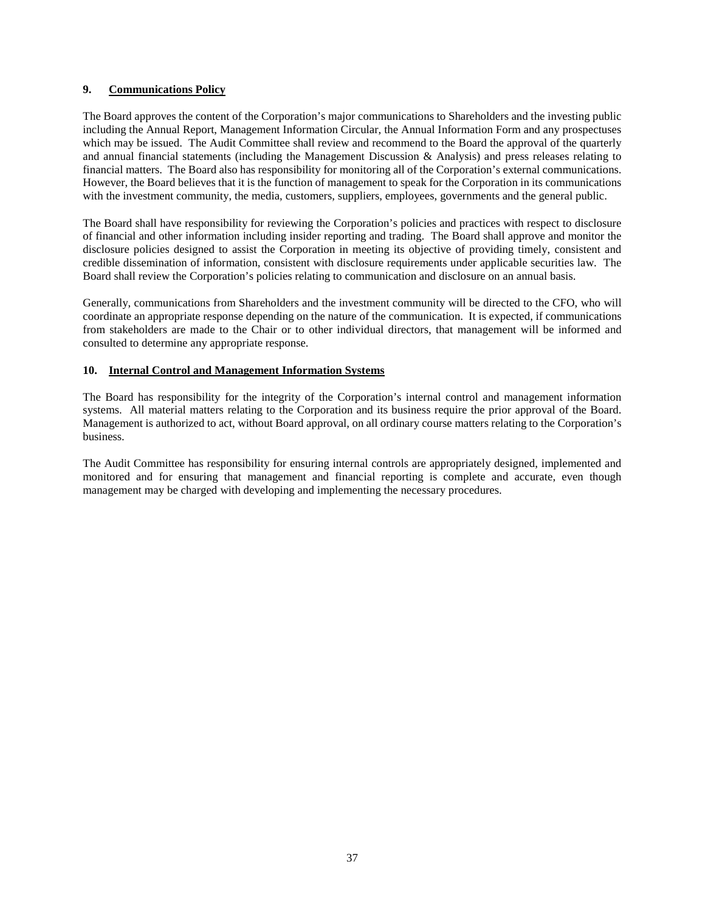### 9. Communications Policy

The Board approves the content of the Corporation's major communications to Shareholders and the investing public including the Annual Report, Management Information Circular, the Annual Information Form and any prospectuses which may be issued. The Audit Committee shall review and recommend to the Board the approval of the quarterly and annual financial statements (including the Management Discussion & Analysis) and press releases relating to financial matters. The Board also has responsibility for monitoring all of the Corporation's external communications. However, the Board believes that it is the function of management to speak for the Corporation in its communications with the investment community, the media, customers, suppliers, employees, governments and the general public.

The Board shall have responsibility for reviewing the Corporation's policies and practices with respect to disclosure of financial and other information including insider reporting and trading. The Board shall approve and monitor the disclosure policies designed to assist the Corporation in meeting its objective of providing timely, consistent and credible dissemination of information, consistent with disclosure requirements under applicable securities law. The Board shall review the Corporation's policies relating to communication and disclosure on an annual basis.

Generally, communications from Shareholders and the investment community will be directed to the CFO, who will coordinate an appropriate response depending on the nature of the communication. It is expected, if communications from stakeholders are made to the Chair or to other individual directors, that management will be informed and consulted to determine any appropriate response.

### 10. Internal Control and Management Information Systems

The Board has responsibility for the integrity of the Corporation's internal control and management information systems. All material matters relating to the Corporation and its business require the prior approval of the Board. Management is authorized to act, without Board approval, on all ordinary course matters relating to the Corporation's business.

The Audit Committee has responsibility for ensuring internal controls are appropriately designed, implemented and monitored and for ensuring that management and financial reporting is complete and accurate, even though management may be charged with developing and implementing the necessary procedures.